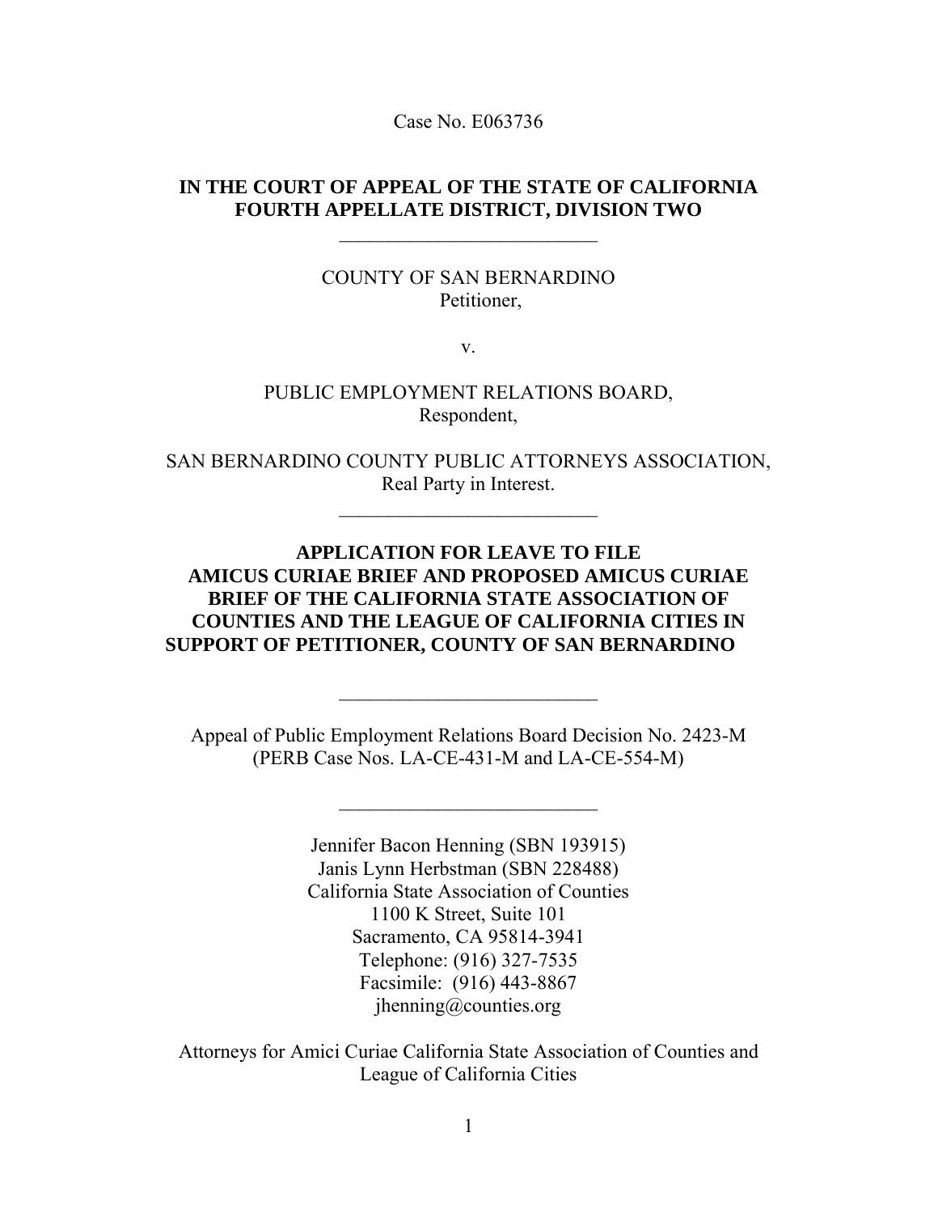Case No. E063736

**IN THE COURT OF APPEAL OF THE STATE OF CALIFORNIA**
**FOURTH APPELLATE DISTRICT, DIVISION TWO**

---

COUNTY OF SAN BERNARDINO
Petitioner,

v.

PUBLIC EMPLOYMENT RELATIONS BOARD,
Respondent,

SAN BERNARDINO COUNTY PUBLIC ATTORNEYS ASSOCIATION,
Real Party in Interest.

---

**APPLICATION FOR LEAVE TO FILE AMICUS CURIAE BRIEF AND PROPOSED AMICUS CURIAE BRIEF OF THE CALIFORNIA STATE ASSOCIATION OF COUNTIES AND THE LEAGUE OF CALIFORNIA CITIES IN SUPPORT OF PETITIONER, COUNTY OF SAN BERNARDINO**

---

Appeal of Public Employment Relations Board Decision No. 2423-M
(PERB Case Nos. LA-CE-431-M and LA-CE-554-M)

---

Jennifer Bacon Henning (SBN 193915)
Janis Lynn Herbstman (SBN 228488)
California State Association of Counties
1100 K Street, Suite 101
Sacramento, CA 95814-3941
Telephone: (916) 327-7535
Facsimile: (916) 443-8867
jhenning@counties.org

Attorneys for Amici Curiae California State Association of Counties and League of California Cities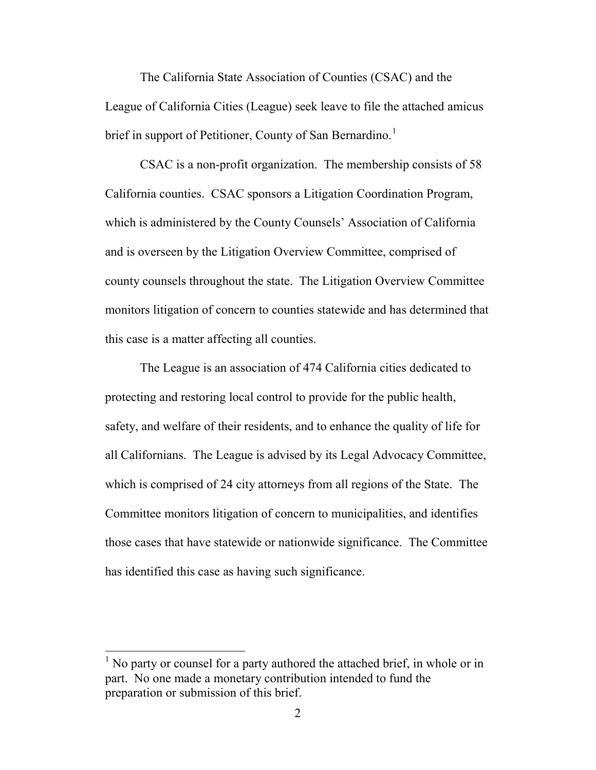The California State Association of Counties (CSAC) and the League of California Cities (League) seek leave to file the attached amicus brief in support of Petitioner, County of San Bernardino.[1]

CSAC is a non-profit organization. The membership consists of 58 California counties. CSAC sponsors a Litigation Coordination Program, which is administered by the County Counsels' Association of California and is overseen by the Litigation Overview Committee, comprised of county counsels throughout the state. The Litigation Overview Committee monitors litigation of concern to counties statewide and has determined that this case is a matter affecting all counties.

The League is an association of 474 California cities dedicated to protecting and restoring local control to provide for the public health, safety, and welfare of their residents, and to enhance the quality of life for all Californians. The League is advised by its Legal Advocacy Committee, which is comprised of 24 city attorneys from all regions of the State. The Committee monitors litigation of concern to municipalities, and identifies those cases that have statewide or nationwide significance. The Committee has identified this case as having such significance.

[1] No party or counsel for a party authored the attached brief, in whole or in part. No one made a monetary contribution intended to fund the preparation or submission of this brief.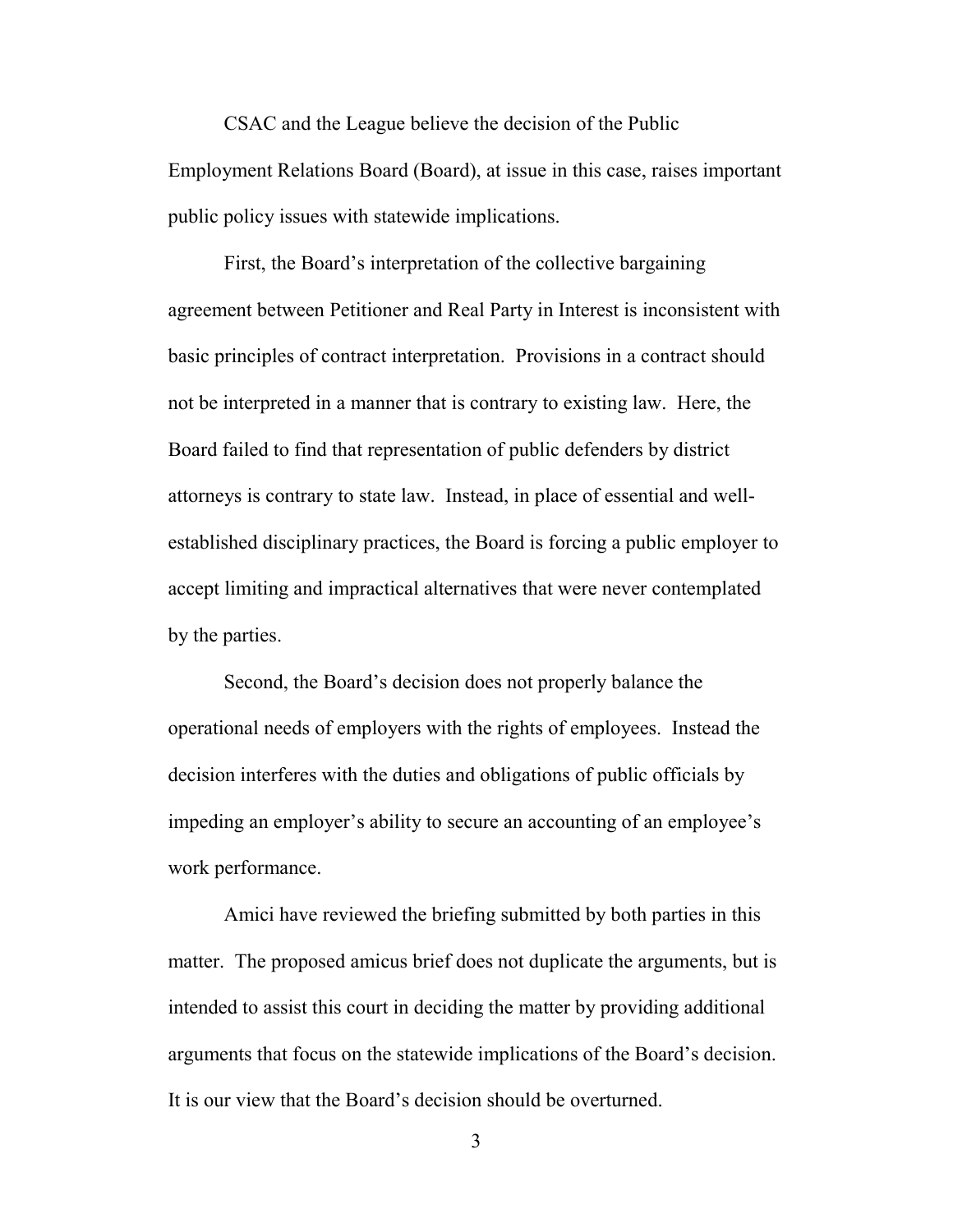CSAC and the League believe the decision of the Public Employment Relations Board (Board), at issue in this case, raises important public policy issues with statewide implications.

First, the Board's interpretation of the collective bargaining agreement between Petitioner and Real Party in Interest is inconsistent with basic principles of contract interpretation. Provisions in a contract should not be interpreted in a manner that is contrary to existing law. Here, the Board failed to find that representation of public defenders by district attorneys is contrary to state law. Instead, in place of essential and well-established disciplinary practices, the Board is forcing a public employer to accept limiting and impractical alternatives that were never contemplated by the parties.

Second, the Board's decision does not properly balance the operational needs of employers with the rights of employees. Instead the decision interferes with the duties and obligations of public officials by impeding an employer's ability to secure an accounting of an employee's work performance.

Amici have reviewed the briefing submitted by both parties in this matter. The proposed amicus brief does not duplicate the arguments, but is intended to assist this court in deciding the matter by providing additional arguments that focus on the statewide implications of the Board's decision. It is our view that the Board's decision should be overturned.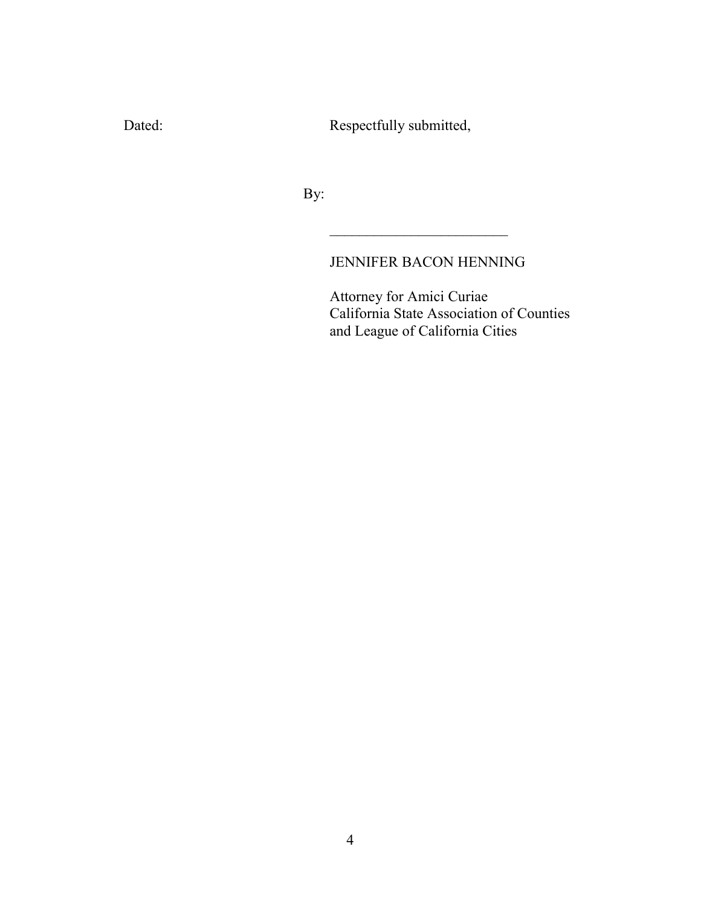Dated: Respectfully submitted,

By:

\_\_\_\_\_\_\_\_\_\_\_\_\_\_\_\_\_\_\_\_\_\_\_\_\_

JENNIFER BACON HENNING

Attorney for Amici Curiae
California State Association of Counties
and League of California Cities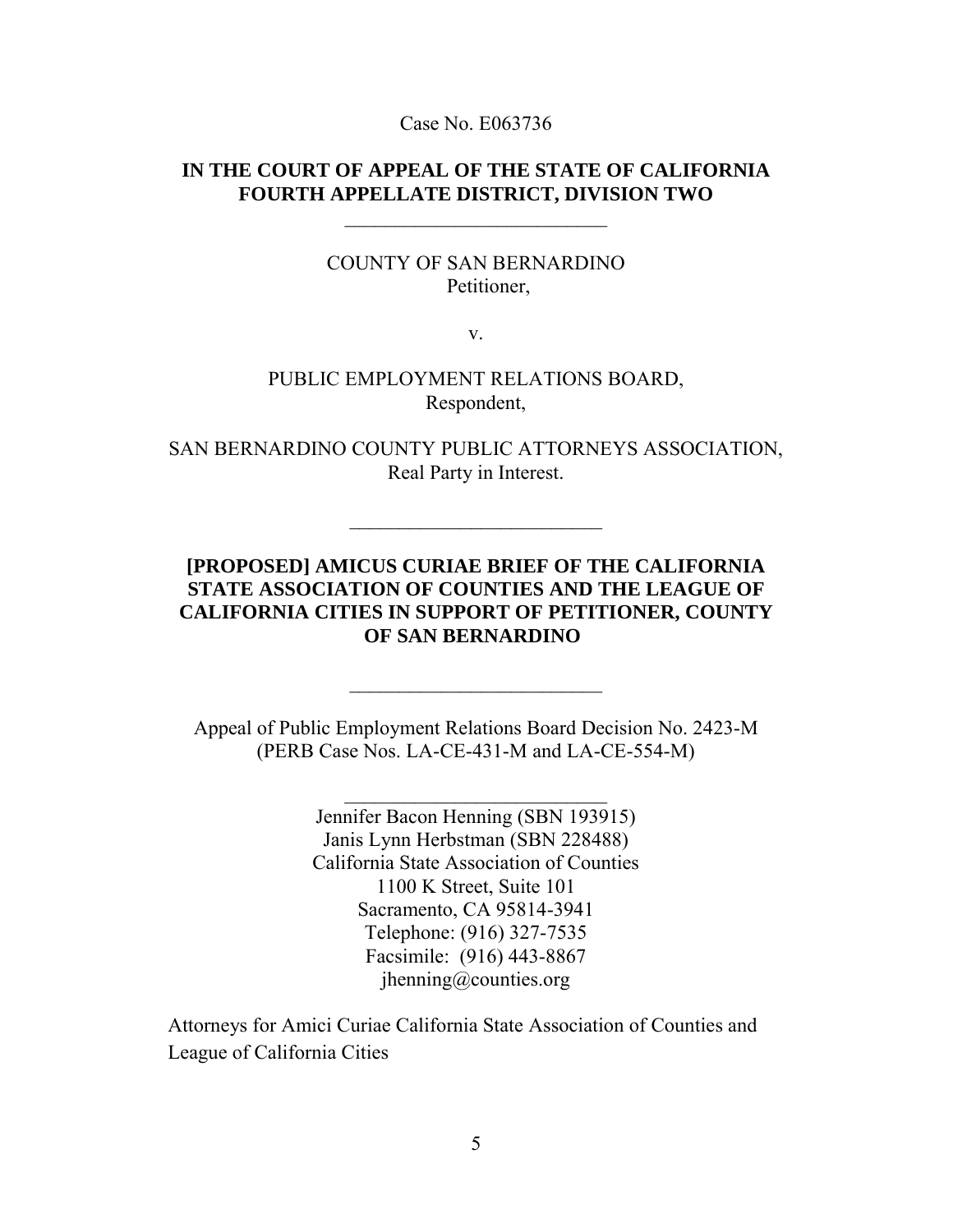Case No. E063736

**IN THE COURT OF APPEAL OF THE STATE OF CALIFORNIA**
**FOURTH APPELLATE DISTRICT, DIVISION TWO**

---

COUNTY OF SAN BERNARDINO
Petitioner,

v.

PUBLIC EMPLOYMENT RELATIONS BOARD,
Respondent,

SAN BERNARDINO COUNTY PUBLIC ATTORNEYS ASSOCIATION,
Real Party in Interest.

---

**[PROPOSED] AMICUS CURIAE BRIEF OF THE CALIFORNIA STATE ASSOCIATION OF COUNTIES AND THE LEAGUE OF CALIFORNIA CITIES IN SUPPORT OF PETITIONER, COUNTY OF SAN BERNARDINO**

---

Appeal of Public Employment Relations Board Decision No. 2423-M
(PERB Case Nos. LA-CE-431-M and LA-CE-554-M)

---

Jennifer Bacon Henning (SBN 193915)
Janis Lynn Herbstman (SBN 228488)
California State Association of Counties
1100 K Street, Suite 101
Sacramento, CA 95814-3941
Telephone: (916) 327-7535
Facsimile: (916) 443-8867
jhenning@counties.org

Attorneys for Amici Curiae California State Association of Counties and League of California Cities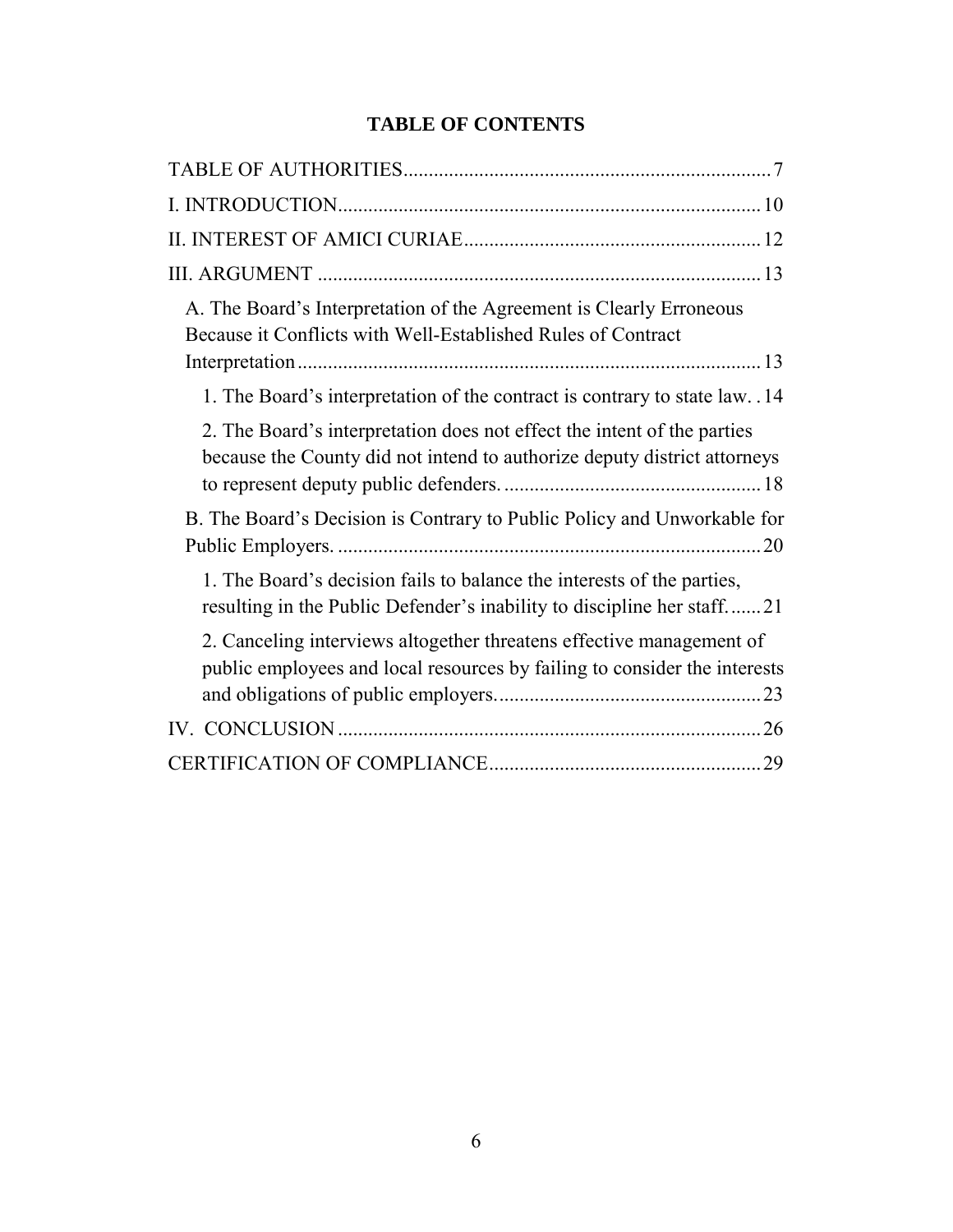## TABLE OF CONTENTS

TABLE OF AUTHORITIES....................................................................7

I. INTRODUCTION..........................................................................10

II. INTEREST OF AMICI CURIAE....................................................12

III. ARGUMENT ................................................................................13

- A. The Board's Interpretation of the Agreement is Clearly Erroneous Because it Conflicts with Well-Established Rules of Contract Interpretation.........................................................................................13
  - 1. The Board's interpretation of the contract is contrary to state law. . 14
  - 2. The Board's interpretation does not effect the intent of the parties because the County did not intend to authorize deputy district attorneys to represent deputy public defenders. ................................................... 18
- B. The Board's Decision is Contrary to Public Policy and Unworkable for Public Employers. ..................................................................................20
  - 1. The Board's decision fails to balance the interests of the parties, resulting in the Public Defender's inability to discipline her staff. ...... 21
  - 2. Canceling interviews altogether threatens effective management of public employees and local resources by failing to consider the interests and obligations of public employers. .................................................. 23

IV. CONCLUSION ................................................................................26

CERTIFICATION OF COMPLIANCE....................................................29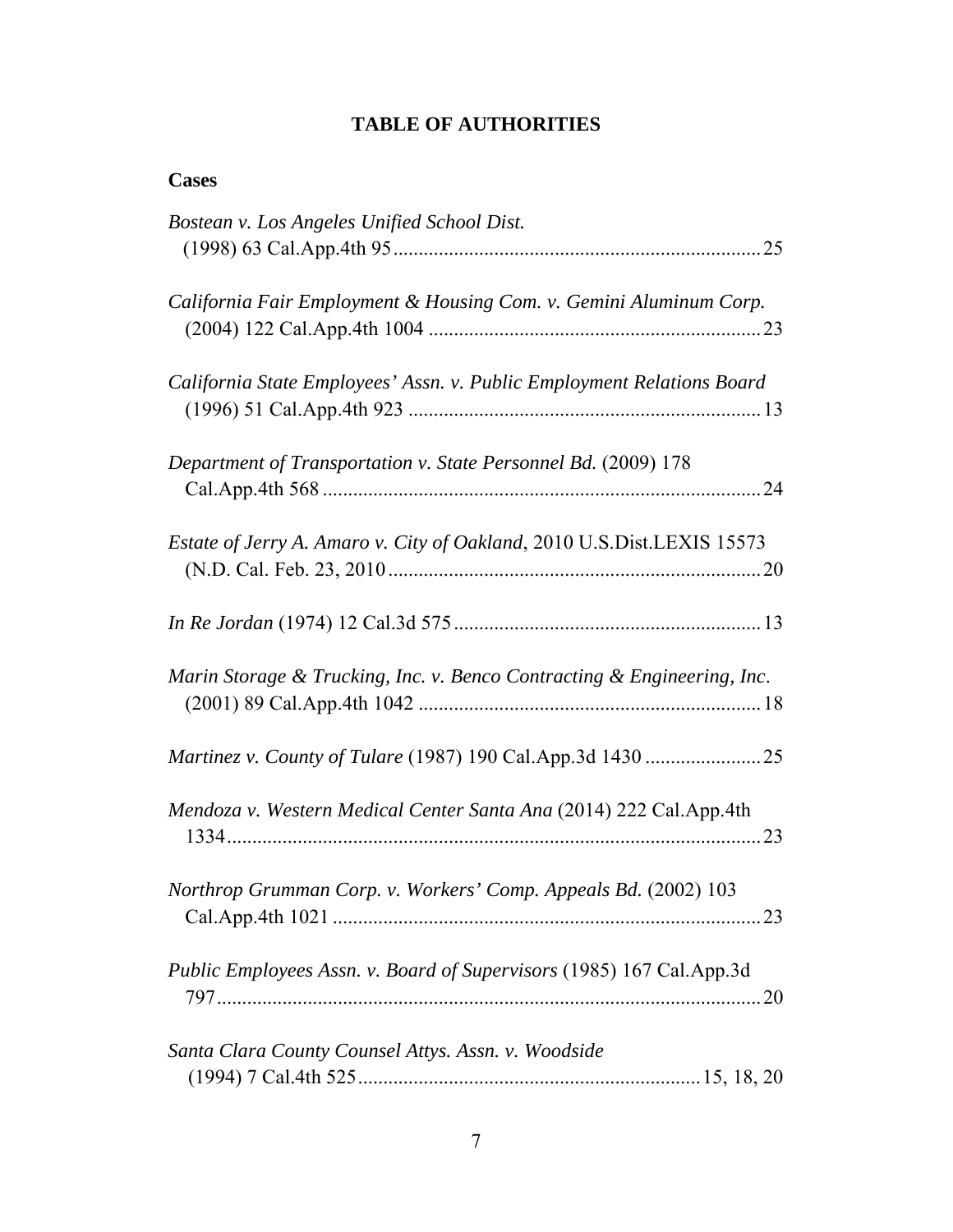# TABLE OF AUTHORITIES

## Cases

*Bostean v. Los Angeles Unified School Dist.* (1998) 63 Cal.App.4th 95 ........ 25

*California Fair Employment & Housing Com. v. Gemini Aluminum Corp.* (2004) 122 Cal.App.4th 1004 ........ 23

*California State Employees' Assn. v. Public Employment Relations Board* (1996) 51 Cal.App.4th 923 ........ 13

*Department of Transportation v. State Personnel Bd.* (2009) 178 Cal.App.4th 568 ........ 24

*Estate of Jerry A. Amaro v. City of Oakland*, 2010 U.S.Dist.LEXIS 15573 (N.D. Cal. Feb. 23, 2010 ........ 20

*In Re Jordan* (1974) 12 Cal.3d 575 ........ 13

*Marin Storage & Trucking, Inc. v. Benco Contracting & Engineering, Inc*. (2001) 89 Cal.App.4th 1042 ........ 18

*Martinez v. County of Tulare* (1987) 190 Cal.App.3d 1430 ........ 25

*Mendoza v. Western Medical Center Santa Ana* (2014) 222 Cal.App.4th 1334 ........ 23

*Northrop Grumman Corp. v. Workers' Comp. Appeals Bd.* (2002) 103 Cal.App.4th 1021 ........ 23

*Public Employees Assn. v. Board of Supervisors* (1985) 167 Cal.App.3d 797 ........ 20

*Santa Clara County Counsel Attys. Assn. v. Woodside* (1994) 7 Cal.4th 525 ........ 15, 18, 20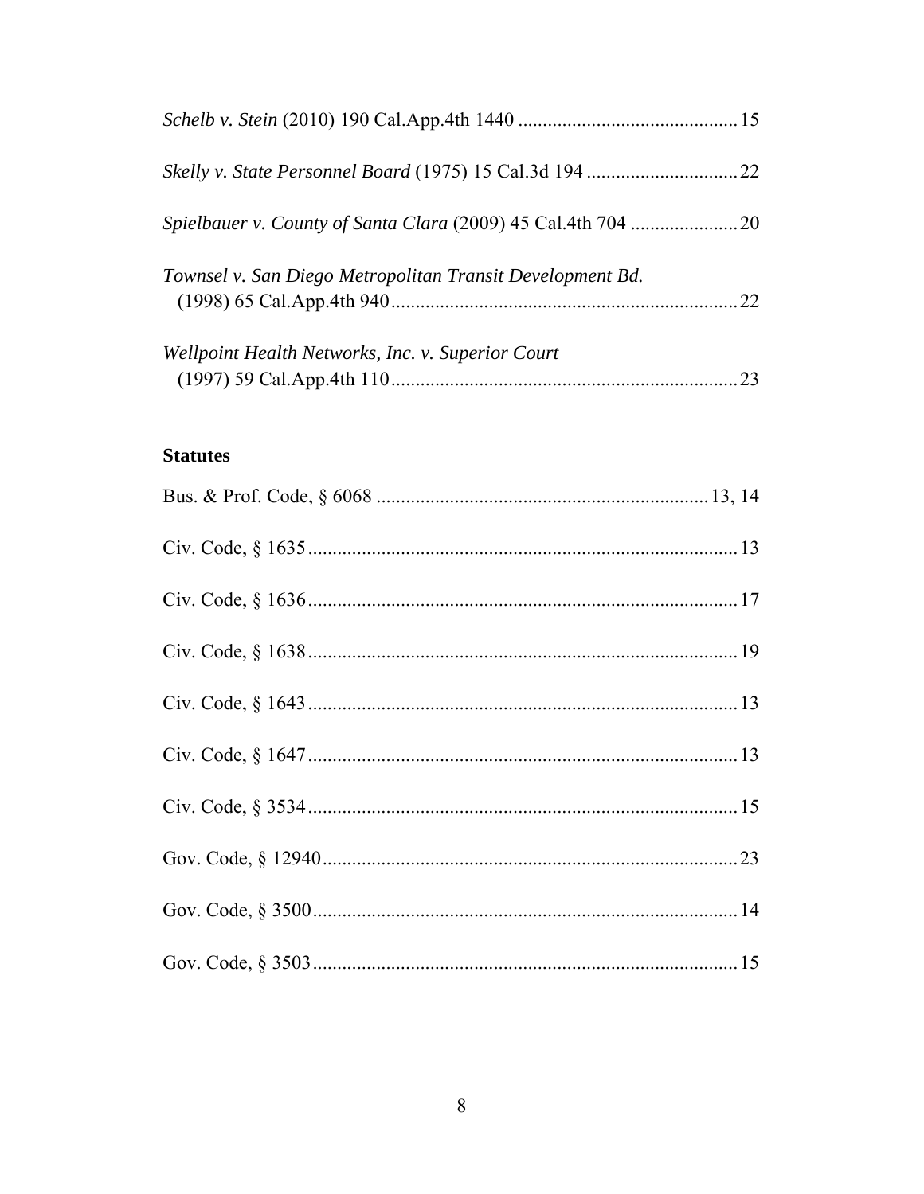*Schelb v. Stein* (2010) 190 Cal.App.4th 1440 ............................................ 15

*Skelly v. State Personnel Board* (1975) 15 Cal.3d 194 ............................... 22

*Spielbauer v. County of Santa Clara* (2009) 45 Cal.4th 704 ...................... 20

*Townsel v. San Diego Metropolitan Transit Development Bd.* (1998) 65 Cal.App.4th 940 ...................................................................... 22

*Wellpoint Health Networks, Inc. v. Superior Court* (1997) 59 Cal.App.4th 110 ...................................................................... 23

**Statutes**

Bus. & Prof. Code, § 6068 .................................................................... 13, 14

Civ. Code, § 1635 ....................................................................................... 13

Civ. Code, § 1636 ....................................................................................... 17

Civ. Code, § 1638 ....................................................................................... 19

Civ. Code, § 1643 ....................................................................................... 13

Civ. Code, § 1647 ....................................................................................... 13

Civ. Code, § 3534 ....................................................................................... 15

Gov. Code, § 12940 ..................................................................................... 23

Gov. Code, § 3500 ....................................................................................... 14

Gov. Code, § 3503 ....................................................................................... 15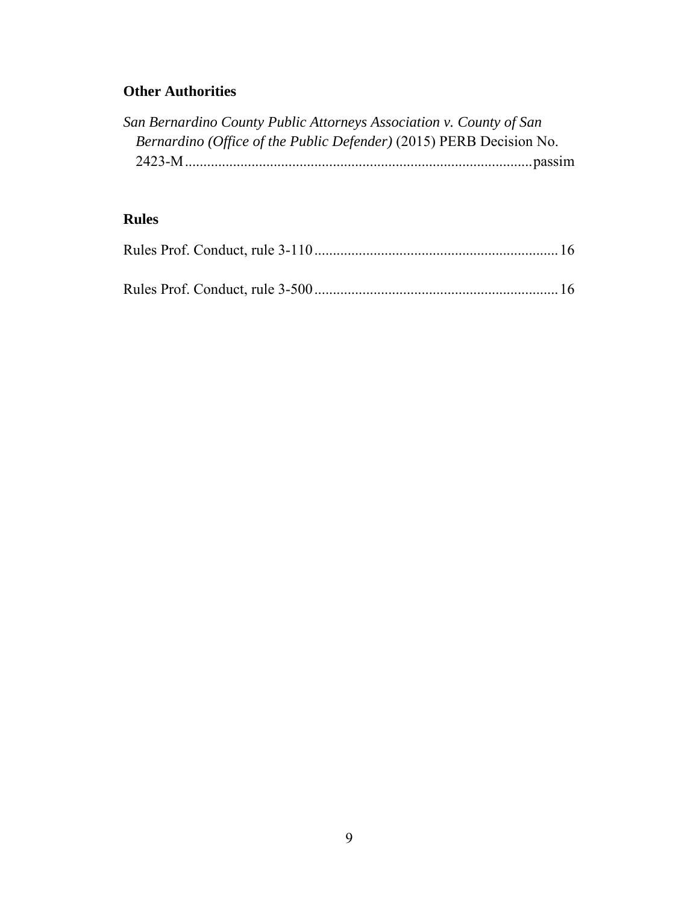## Other Authorities

*San Bernardino County Public Attorneys Association v. County of San Bernardino (Office of the Public Defender)* (2015) PERB Decision No. 2423-M ........................................................................................passim

## Rules

Rules Prof. Conduct, rule 3-110 .................................................................16

Rules Prof. Conduct, rule 3-500 .................................................................16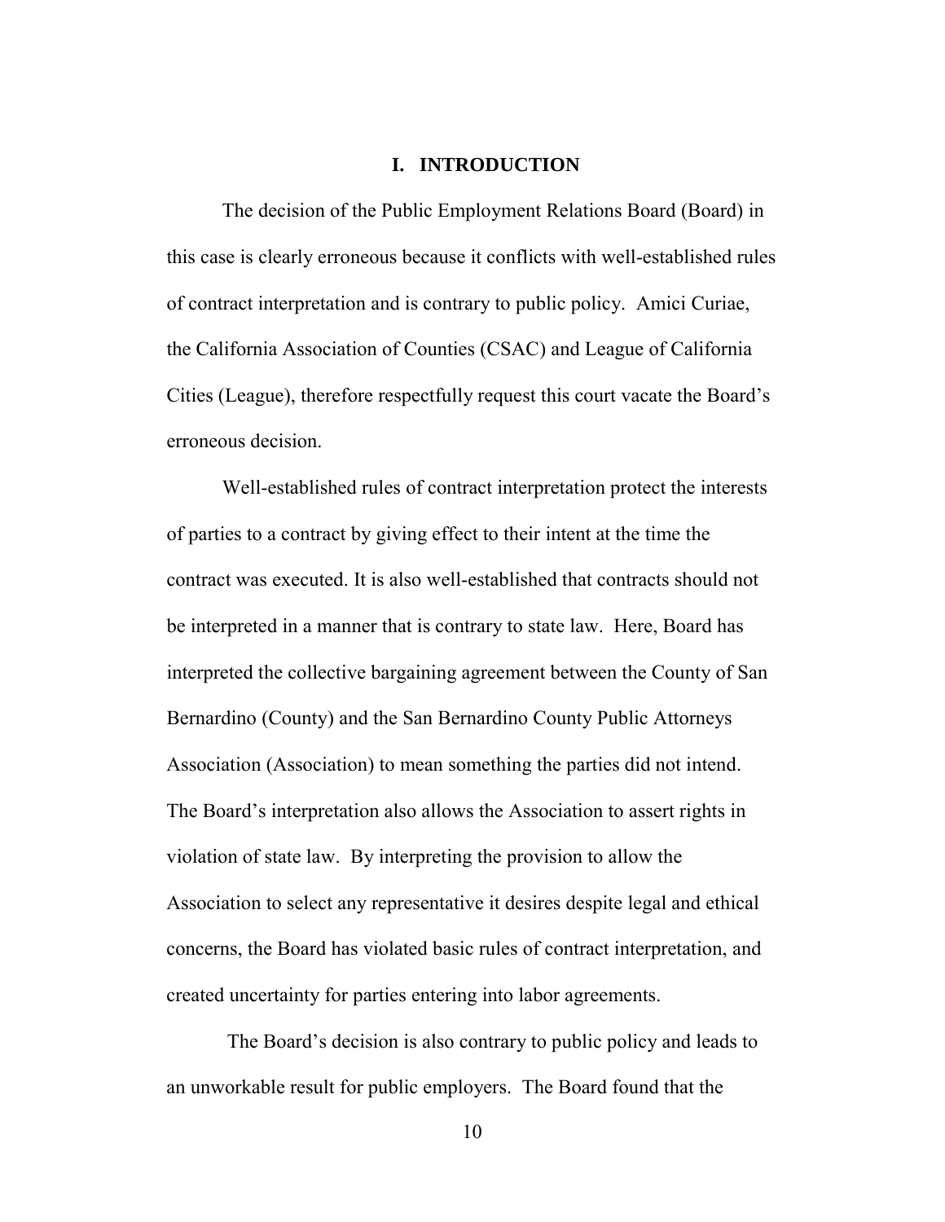# I. INTRODUCTION

The decision of the Public Employment Relations Board (Board) in this case is clearly erroneous because it conflicts with well-established rules of contract interpretation and is contrary to public policy. Amici Curiae, the California Association of Counties (CSAC) and League of California Cities (League), therefore respectfully request this court vacate the Board's erroneous decision.

Well-established rules of contract interpretation protect the interests of parties to a contract by giving effect to their intent at the time the contract was executed. It is also well-established that contracts should not be interpreted in a manner that is contrary to state law. Here, Board has interpreted the collective bargaining agreement between the County of San Bernardino (County) and the San Bernardino County Public Attorneys Association (Association) to mean something the parties did not intend. The Board's interpretation also allows the Association to assert rights in violation of state law. By interpreting the provision to allow the Association to select any representative it desires despite legal and ethical concerns, the Board has violated basic rules of contract interpretation, and created uncertainty for parties entering into labor agreements.

The Board's decision is also contrary to public policy and leads to an unworkable result for public employers. The Board found that the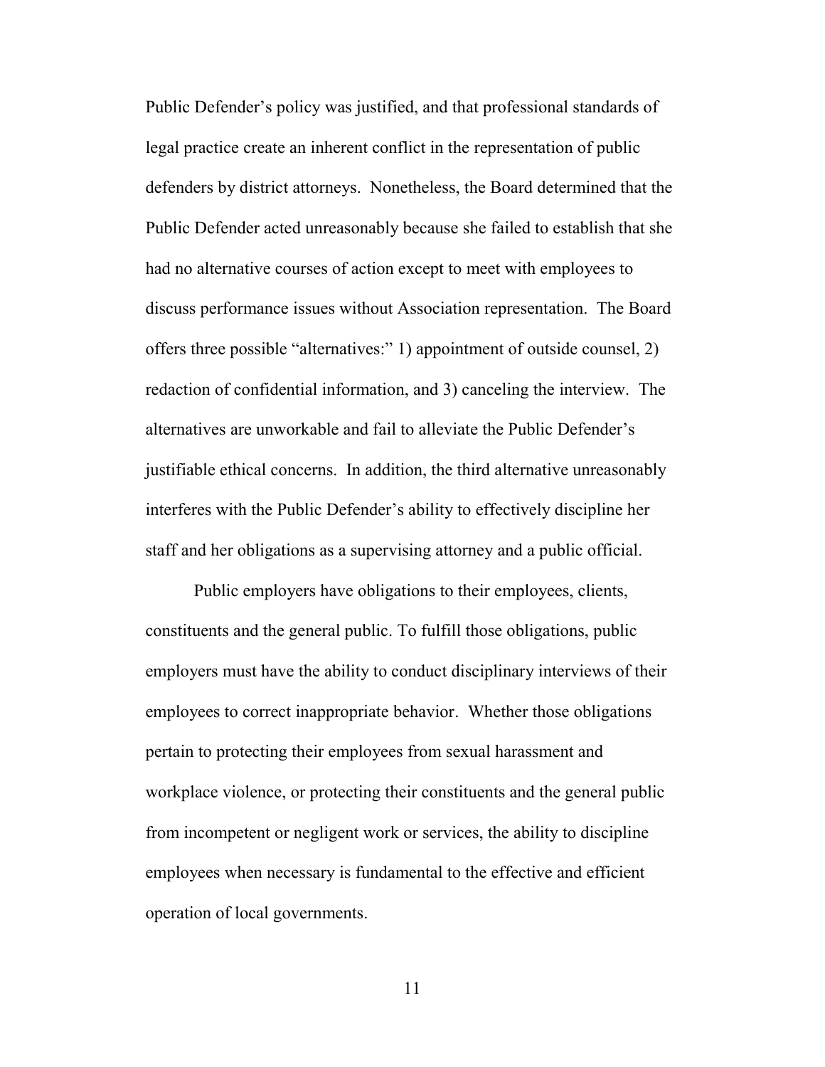Public Defender's policy was justified, and that professional standards of legal practice create an inherent conflict in the representation of public defenders by district attorneys. Nonetheless, the Board determined that the Public Defender acted unreasonably because she failed to establish that she had no alternative courses of action except to meet with employees to discuss performance issues without Association representation. The Board offers three possible "alternatives:" 1) appointment of outside counsel, 2) redaction of confidential information, and 3) canceling the interview. The alternatives are unworkable and fail to alleviate the Public Defender's justifiable ethical concerns. In addition, the third alternative unreasonably interferes with the Public Defender's ability to effectively discipline her staff and her obligations as a supervising attorney and a public official.

Public employers have obligations to their employees, clients, constituents and the general public. To fulfill those obligations, public employers must have the ability to conduct disciplinary interviews of their employees to correct inappropriate behavior. Whether those obligations pertain to protecting their employees from sexual harassment and workplace violence, or protecting their constituents and the general public from incompetent or negligent work or services, the ability to discipline employees when necessary is fundamental to the effective and efficient operation of local governments.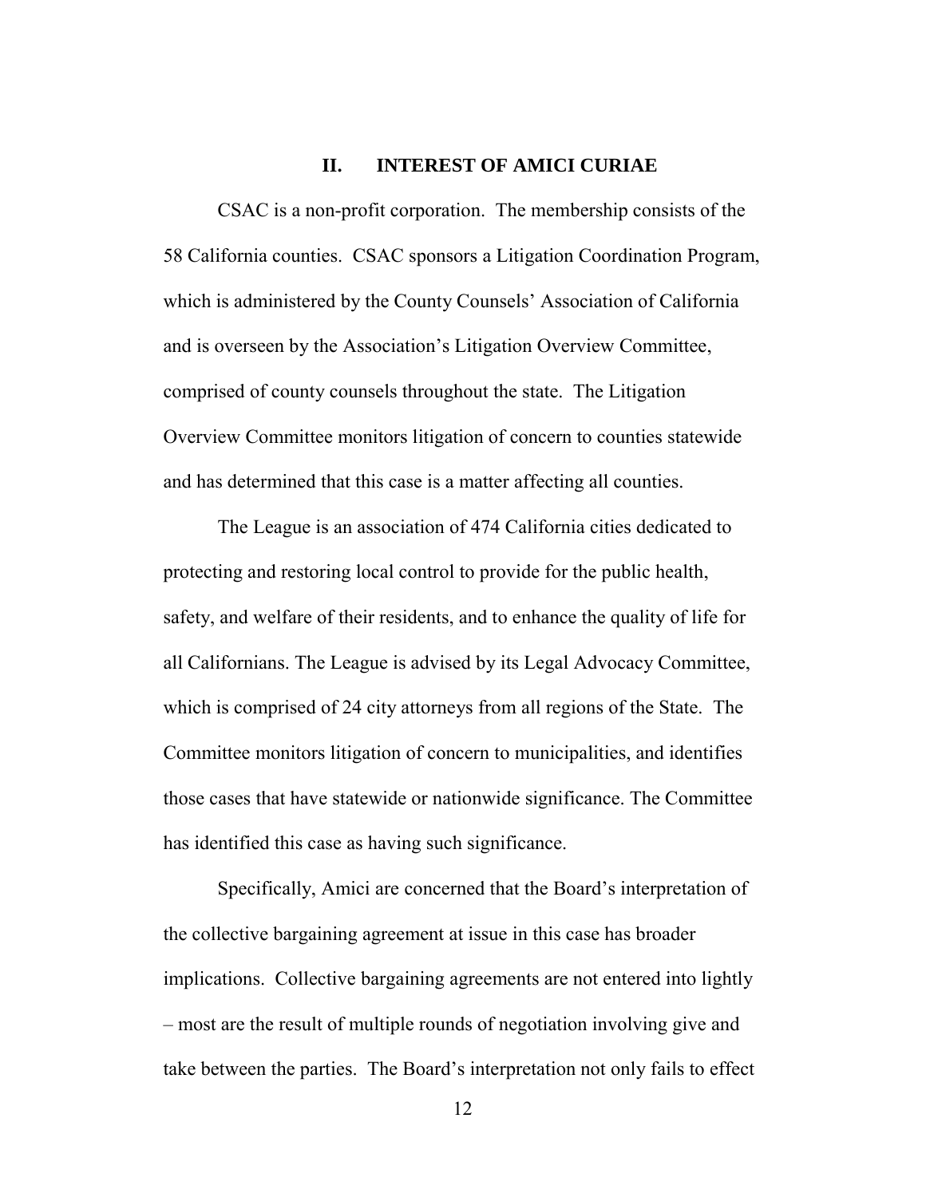## II. INTEREST OF AMICI CURIAE

CSAC is a non-profit corporation. The membership consists of the 58 California counties. CSAC sponsors a Litigation Coordination Program, which is administered by the County Counsels' Association of California and is overseen by the Association's Litigation Overview Committee, comprised of county counsels throughout the state. The Litigation Overview Committee monitors litigation of concern to counties statewide and has determined that this case is a matter affecting all counties.

The League is an association of 474 California cities dedicated to protecting and restoring local control to provide for the public health, safety, and welfare of their residents, and to enhance the quality of life for all Californians. The League is advised by its Legal Advocacy Committee, which is comprised of 24 city attorneys from all regions of the State. The Committee monitors litigation of concern to municipalities, and identifies those cases that have statewide or nationwide significance. The Committee has identified this case as having such significance.

Specifically, Amici are concerned that the Board's interpretation of the collective bargaining agreement at issue in this case has broader implications. Collective bargaining agreements are not entered into lightly – most are the result of multiple rounds of negotiation involving give and take between the parties. The Board's interpretation not only fails to effect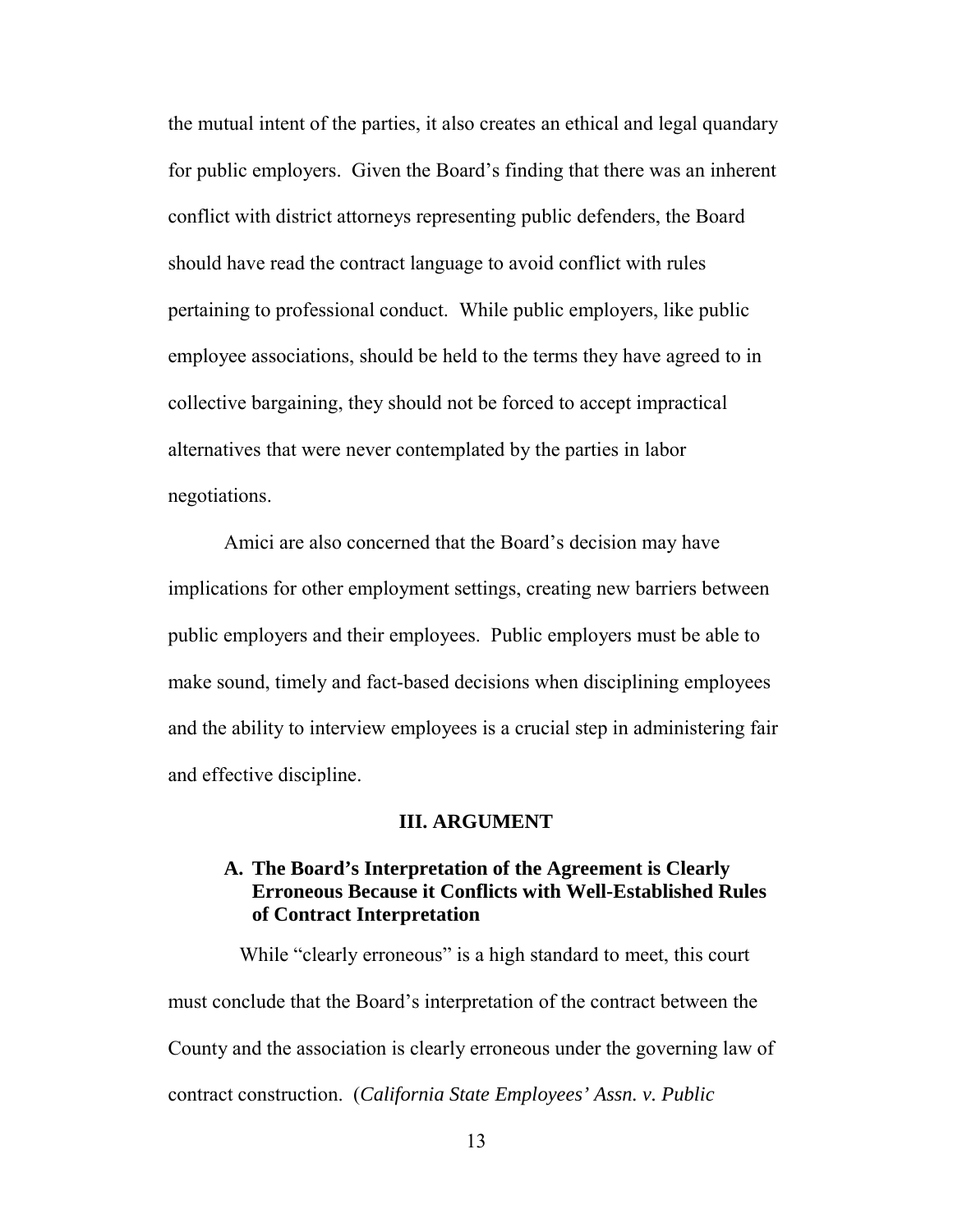the mutual intent of the parties, it also creates an ethical and legal quandary for public employers. Given the Board's finding that there was an inherent conflict with district attorneys representing public defenders, the Board should have read the contract language to avoid conflict with rules pertaining to professional conduct. While public employers, like public employee associations, should be held to the terms they have agreed to in collective bargaining, they should not be forced to accept impractical alternatives that were never contemplated by the parties in labor negotiations.

Amici are also concerned that the Board's decision may have implications for other employment settings, creating new barriers between public employers and their employees. Public employers must be able to make sound, timely and fact-based decisions when disciplining employees and the ability to interview employees is a crucial step in administering fair and effective discipline.

## III. ARGUMENT

### A. The Board's Interpretation of the Agreement is Clearly Erroneous Because it Conflicts with Well-Established Rules of Contract Interpretation

While "clearly erroneous" is a high standard to meet, this court must conclude that the Board's interpretation of the contract between the County and the association is clearly erroneous under the governing law of contract construction. (*California State Employees' Assn. v. Public*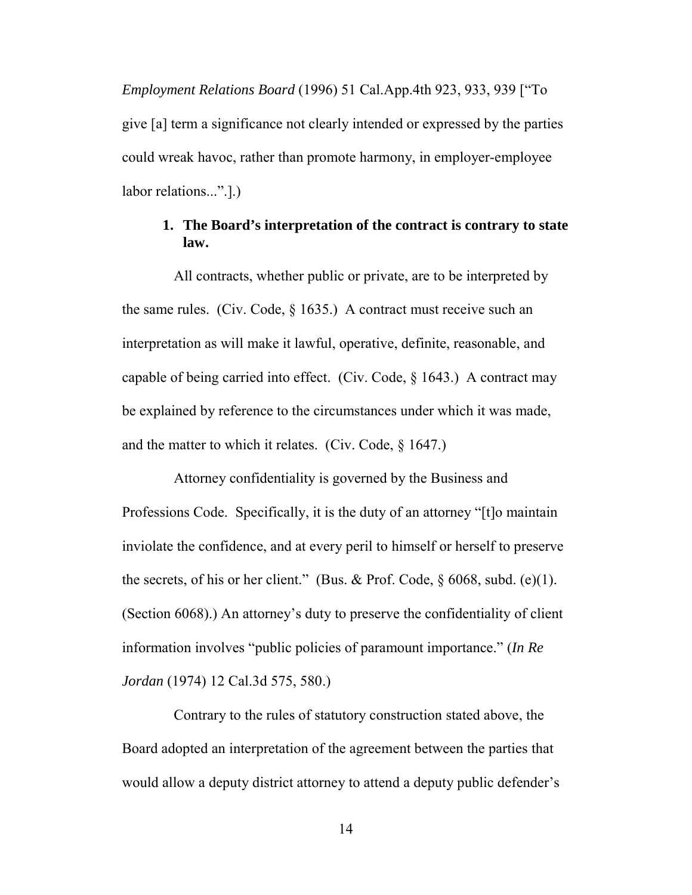*Employment Relations Board* (1996) 51 Cal.App.4th 923, 933, 939 ["To give [a] term a significance not clearly intended or expressed by the parties could wreak havoc, rather than promote harmony, in employer-employee labor relations...".].)

### 1. The Board's interpretation of the contract is contrary to state law.

All contracts, whether public or private, are to be interpreted by the same rules. (Civ. Code, § 1635.) A contract must receive such an interpretation as will make it lawful, operative, definite, reasonable, and capable of being carried into effect. (Civ. Code, § 1643.) A contract may be explained by reference to the circumstances under which it was made, and the matter to which it relates. (Civ. Code, § 1647.)

Attorney confidentiality is governed by the Business and Professions Code. Specifically, it is the duty of an attorney "[t]o maintain inviolate the confidence, and at every peril to himself or herself to preserve the secrets, of his or her client." (Bus. & Prof. Code, § 6068, subd. (e)(1). (Section 6068).) An attorney's duty to preserve the confidentiality of client information involves "public policies of paramount importance." (*In Re Jordan* (1974) 12 Cal.3d 575, 580.)

Contrary to the rules of statutory construction stated above, the Board adopted an interpretation of the agreement between the parties that would allow a deputy district attorney to attend a deputy public defender's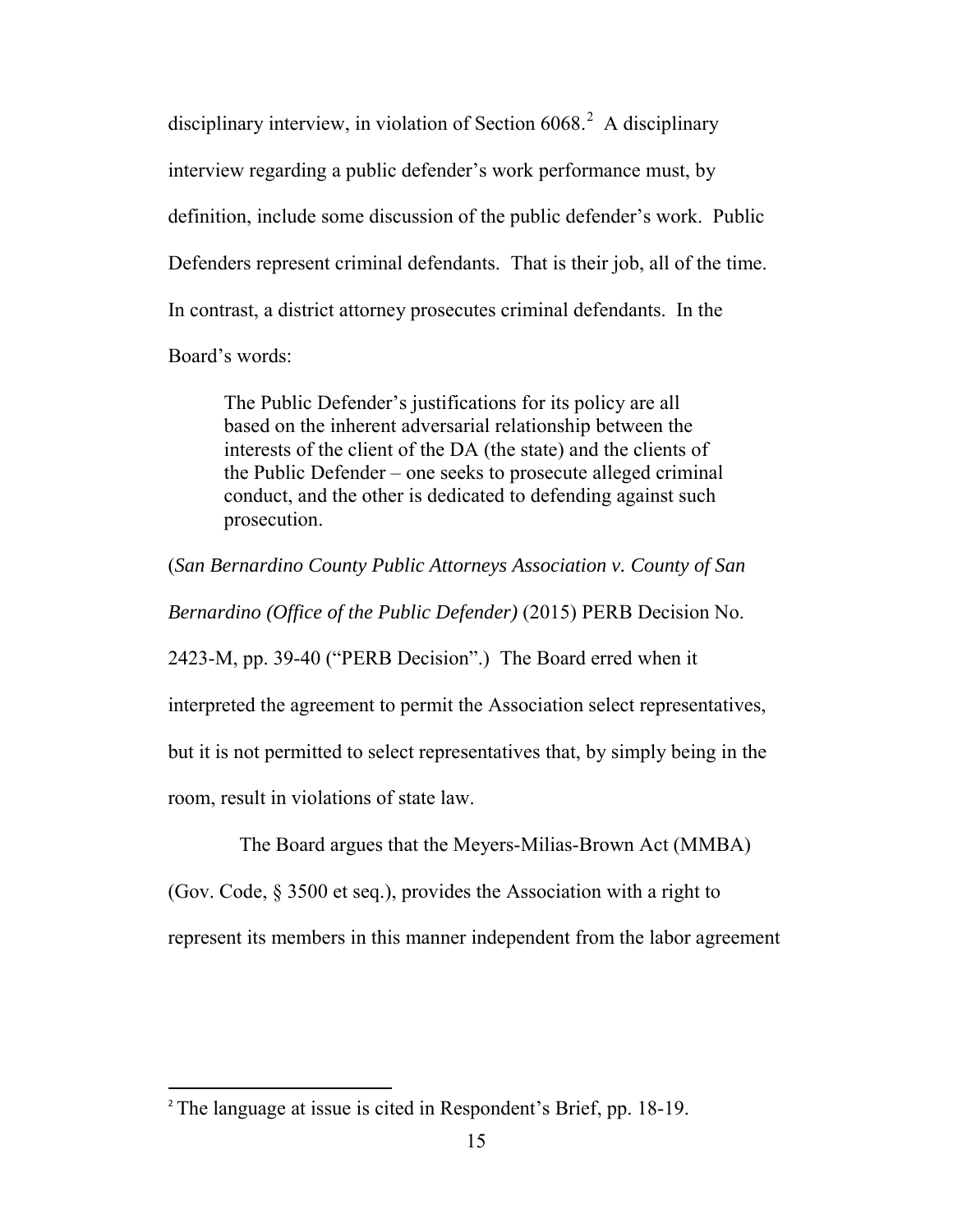disciplinary interview, in violation of Section 6068.[2] A disciplinary interview regarding a public defender's work performance must, by definition, include some discussion of the public defender's work. Public Defenders represent criminal defendants. That is their job, all of the time. In contrast, a district attorney prosecutes criminal defendants. In the Board's words:

> The Public Defender's justifications for its policy are all based on the inherent adversarial relationship between the interests of the client of the DA (the state) and the clients of the Public Defender – one seeks to prosecute alleged criminal conduct, and the other is dedicated to defending against such prosecution.

(*San Bernardino County Public Attorneys Association v. County of San Bernardino (Office of the Public Defender)* (2015) PERB Decision No. 2423-M, pp. 39-40 ("PERB Decision".) The Board erred when it interpreted the agreement to permit the Association select representatives, but it is not permitted to select representatives that, by simply being in the room, result in violations of state law.

The Board argues that the Meyers-Milias-Brown Act (MMBA) (Gov. Code, § 3500 et seq.), provides the Association with a right to represent its members in this manner independent from the labor agreement

---

[2] The language at issue is cited in Respondent's Brief, pp. 18-19.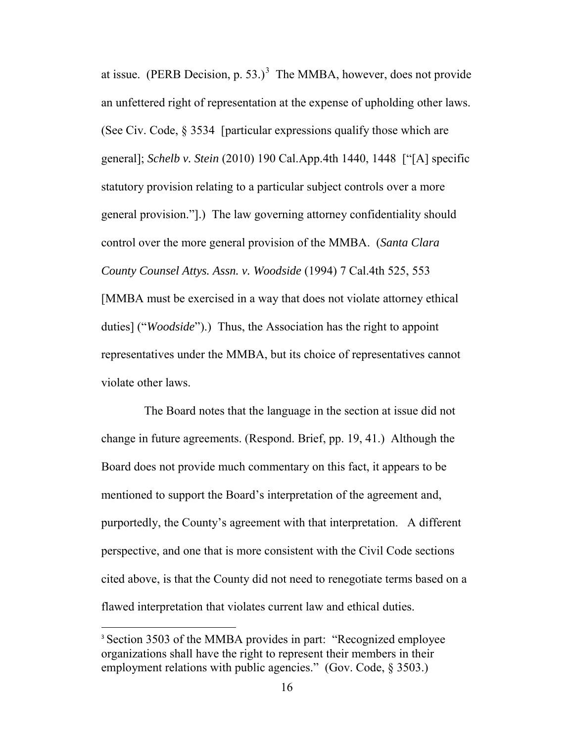at issue. (PERB Decision, p. 53.)[3] The MMBA, however, does not provide an unfettered right of representation at the expense of upholding other laws. (See Civ. Code, § 3534 [particular expressions qualify those which are general]; *Schelb v. Stein* (2010) 190 Cal.App.4th 1440, 1448 ["[A] specific statutory provision relating to a particular subject controls over a more general provision."].) The law governing attorney confidentiality should control over the more general provision of the MMBA. (*Santa Clara County Counsel Attys. Assn. v. Woodside* (1994) 7 Cal.4th 525, 553 [MMBA must be exercised in a way that does not violate attorney ethical duties] ("*Woodside*").) Thus, the Association has the right to appoint representatives under the MMBA, but its choice of representatives cannot violate other laws.

The Board notes that the language in the section at issue did not change in future agreements. (Respond. Brief, pp. 19, 41.) Although the Board does not provide much commentary on this fact, it appears to be mentioned to support the Board's interpretation of the agreement and, purportedly, the County's agreement with that interpretation. A different perspective, and one that is more consistent with the Civil Code sections cited above, is that the County did not need to renegotiate terms based on a flawed interpretation that violates current law and ethical duties.

---

[3] Section 3503 of the MMBA provides in part: "Recognized employee organizations shall have the right to represent their members in their employment relations with public agencies." (Gov. Code, § 3503.)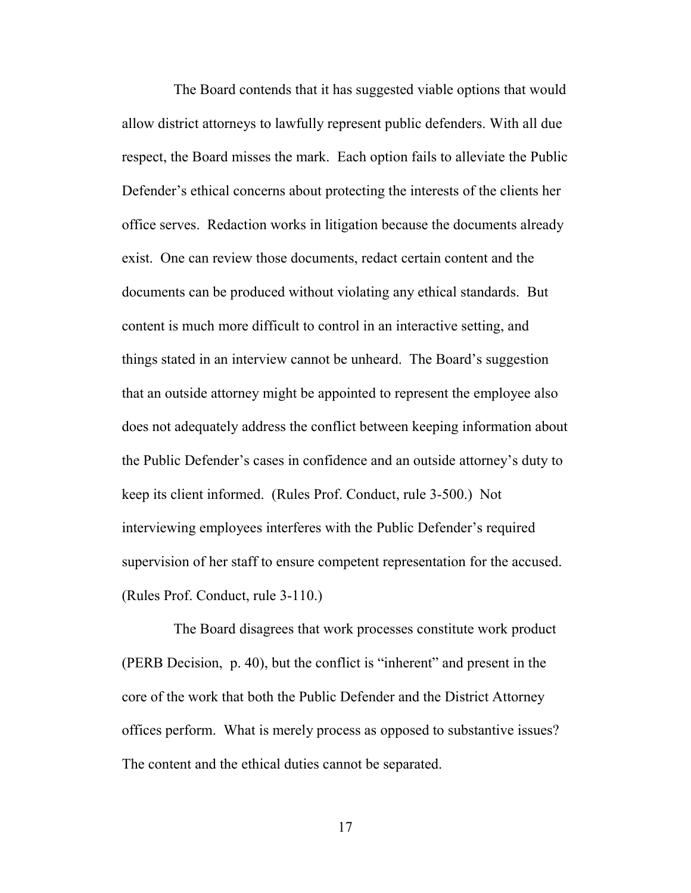The Board contends that it has suggested viable options that would allow district attorneys to lawfully represent public defenders. With all due respect, the Board misses the mark. Each option fails to alleviate the Public Defender's ethical concerns about protecting the interests of the clients her office serves. Redaction works in litigation because the documents already exist. One can review those documents, redact certain content and the documents can be produced without violating any ethical standards. But content is much more difficult to control in an interactive setting, and things stated in an interview cannot be unheard. The Board's suggestion that an outside attorney might be appointed to represent the employee also does not adequately address the conflict between keeping information about the Public Defender's cases in confidence and an outside attorney's duty to keep its client informed. (Rules Prof. Conduct, rule 3-500.) Not interviewing employees interferes with the Public Defender's required supervision of her staff to ensure competent representation for the accused. (Rules Prof. Conduct, rule 3-110.)

The Board disagrees that work processes constitute work product (PERB Decision, p. 40), but the conflict is "inherent" and present in the core of the work that both the Public Defender and the District Attorney offices perform. What is merely process as opposed to substantive issues? The content and the ethical duties cannot be separated.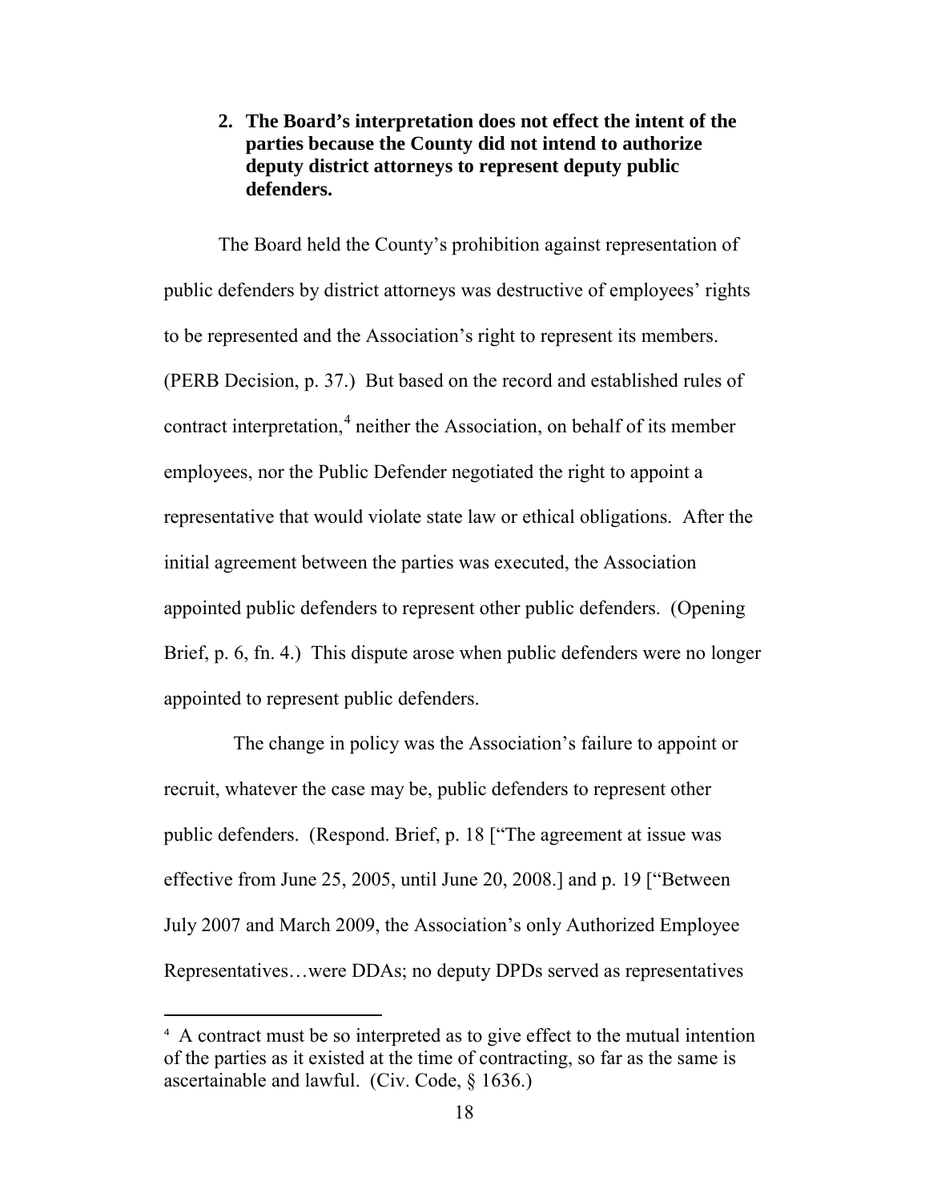**2. The Board's interpretation does not effect the intent of the parties because the County did not intend to authorize deputy district attorneys to represent deputy public defenders.**

The Board held the County's prohibition against representation of public defenders by district attorneys was destructive of employees' rights to be represented and the Association's right to represent its members. (PERB Decision, p. 37.) But based on the record and established rules of contract interpretation,[4] neither the Association, on behalf of its member employees, nor the Public Defender negotiated the right to appoint a representative that would violate state law or ethical obligations. After the initial agreement between the parties was executed, the Association appointed public defenders to represent other public defenders. (Opening Brief, p. 6, fn. 4.) This dispute arose when public defenders were no longer appointed to represent public defenders.

The change in policy was the Association's failure to appoint or recruit, whatever the case may be, public defenders to represent other public defenders. (Respond. Brief, p. 18 ["The agreement at issue was effective from June 25, 2005, until June 20, 2008.] and p. 19 ["Between July 2007 and March 2009, the Association's only Authorized Employee Representatives…were DDAs; no deputy DPDs served as representatives

[4] A contract must be so interpreted as to give effect to the mutual intention of the parties as it existed at the time of contracting, so far as the same is ascertainable and lawful. (Civ. Code, § 1636.)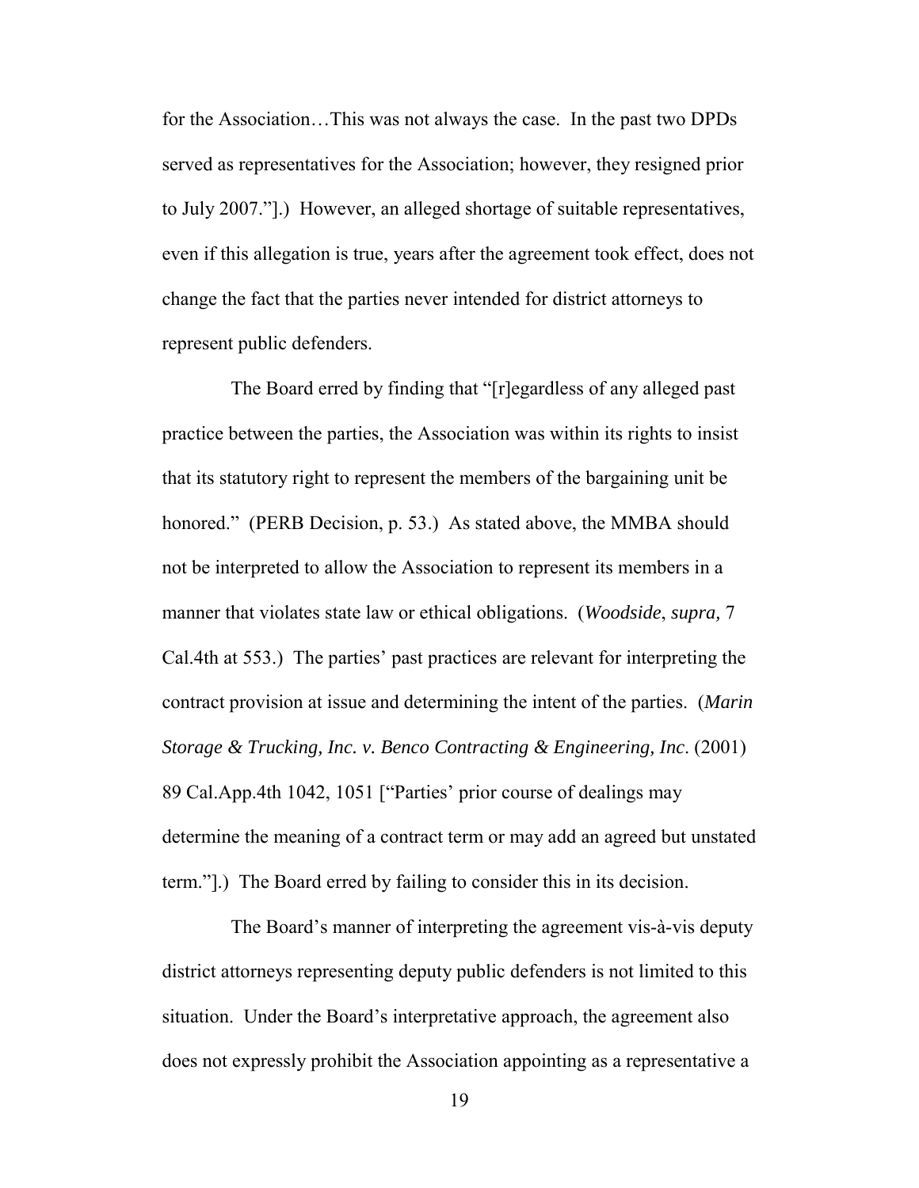for the Association…This was not always the case. In the past two DPDs served as representatives for the Association; however, they resigned prior to July 2007."].) However, an alleged shortage of suitable representatives, even if this allegation is true, years after the agreement took effect, does not change the fact that the parties never intended for district attorneys to represent public defenders.

The Board erred by finding that "[r]egardless of any alleged past practice between the parties, the Association was within its rights to insist that its statutory right to represent the members of the bargaining unit be honored." (PERB Decision, p. 53.) As stated above, the MMBA should not be interpreted to allow the Association to represent its members in a manner that violates state law or ethical obligations. (*Woodside*, *supra,* 7 Cal.4th at 553.) The parties' past practices are relevant for interpreting the contract provision at issue and determining the intent of the parties. (*Marin Storage & Trucking, Inc. v. Benco Contracting & Engineering, Inc*. (2001) 89 Cal.App.4th 1042, 1051 ["Parties' prior course of dealings may determine the meaning of a contract term or may add an agreed but unstated term."].) The Board erred by failing to consider this in its decision.

The Board's manner of interpreting the agreement vis-à-vis deputy district attorneys representing deputy public defenders is not limited to this situation. Under the Board's interpretative approach, the agreement also does not expressly prohibit the Association appointing as a representative a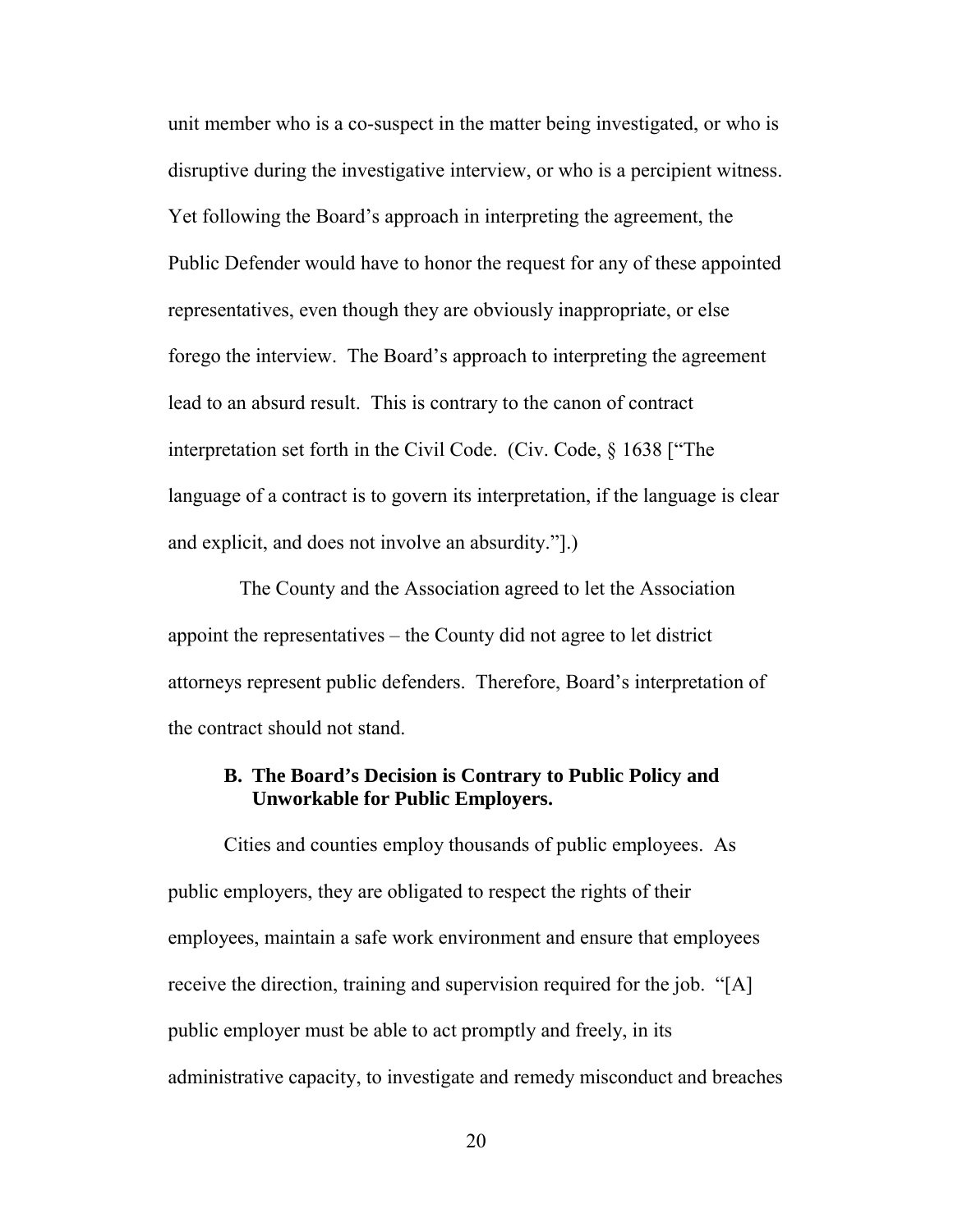unit member who is a co-suspect in the matter being investigated, or who is disruptive during the investigative interview, or who is a percipient witness. Yet following the Board's approach in interpreting the agreement, the Public Defender would have to honor the request for any of these appointed representatives, even though they are obviously inappropriate, or else forego the interview. The Board's approach to interpreting the agreement lead to an absurd result. This is contrary to the canon of contract interpretation set forth in the Civil Code. (Civ. Code, § 1638 ["The language of a contract is to govern its interpretation, if the language is clear and explicit, and does not involve an absurdity."].)

The County and the Association agreed to let the Association appoint the representatives – the County did not agree to let district attorneys represent public defenders. Therefore, Board's interpretation of the contract should not stand.

### B. The Board's Decision is Contrary to Public Policy and Unworkable for Public Employers.

Cities and counties employ thousands of public employees. As public employers, they are obligated to respect the rights of their employees, maintain a safe work environment and ensure that employees receive the direction, training and supervision required for the job. "[A] public employer must be able to act promptly and freely, in its administrative capacity, to investigate and remedy misconduct and breaches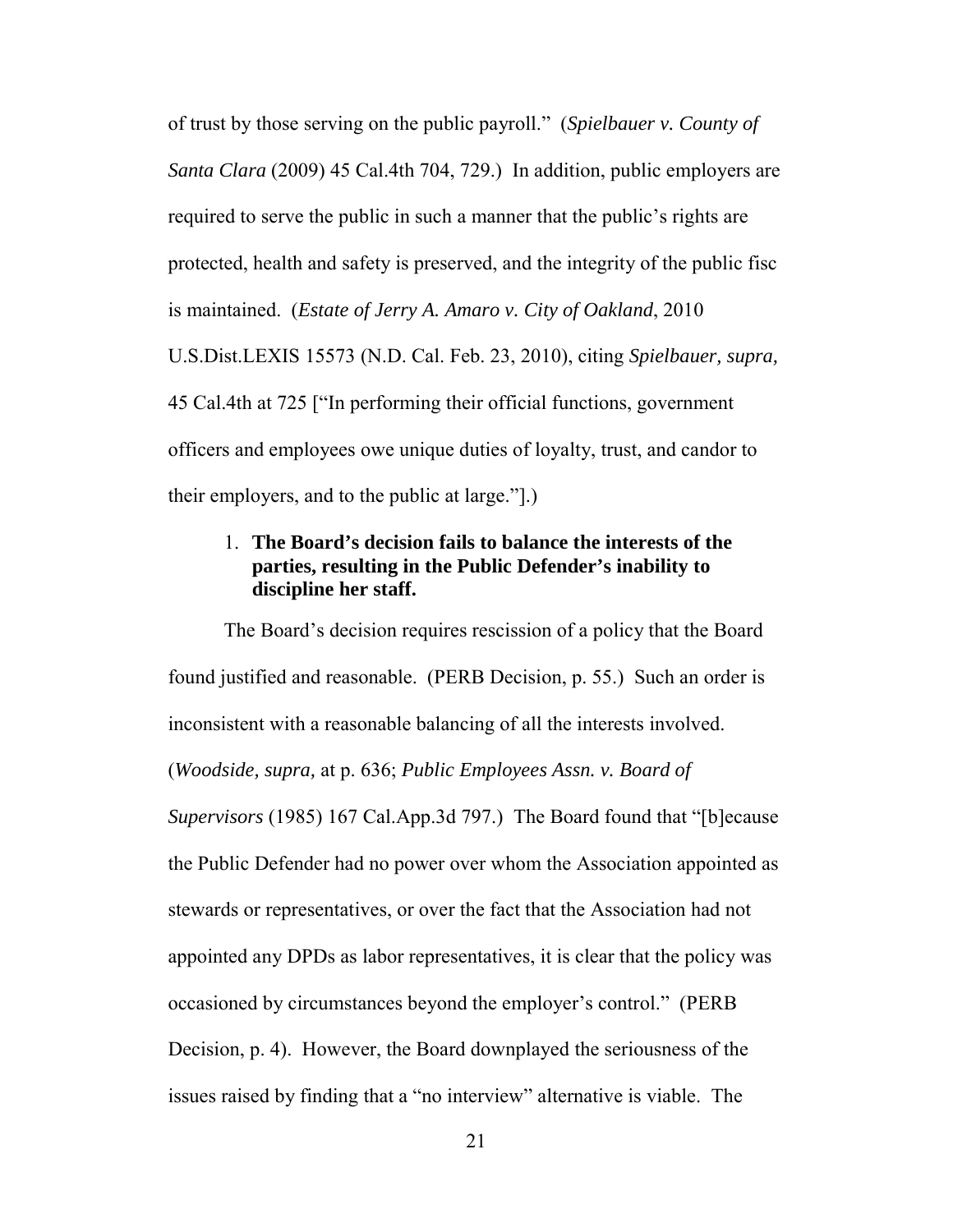of trust by those serving on the public payroll." (*Spielbauer v. County of Santa Clara* (2009) 45 Cal.4th 704, 729.) In addition, public employers are required to serve the public in such a manner that the public's rights are protected, health and safety is preserved, and the integrity of the public fisc is maintained. (*Estate of Jerry A. Amaro v. City of Oakland*, 2010 U.S.Dist.LEXIS 15573 (N.D. Cal. Feb. 23, 2010), citing *Spielbauer, supra,* 45 Cal.4th at 725 ["In performing their official functions, government officers and employees owe unique duties of loyalty, trust, and candor to their employers, and to the public at large."].)

1. **The Board's decision fails to balance the interests of the parties, resulting in the Public Defender's inability to discipline her staff.**

The Board's decision requires rescission of a policy that the Board found justified and reasonable. (PERB Decision, p. 55.) Such an order is inconsistent with a reasonable balancing of all the interests involved. (*Woodside, supra,* at p. 636; *Public Employees Assn. v. Board of Supervisors* (1985) 167 Cal.App.3d 797.) The Board found that "[b]ecause the Public Defender had no power over whom the Association appointed as stewards or representatives, or over the fact that the Association had not appointed any DPDs as labor representatives, it is clear that the policy was occasioned by circumstances beyond the employer's control." (PERB Decision, p. 4). However, the Board downplayed the seriousness of the issues raised by finding that a "no interview" alternative is viable. The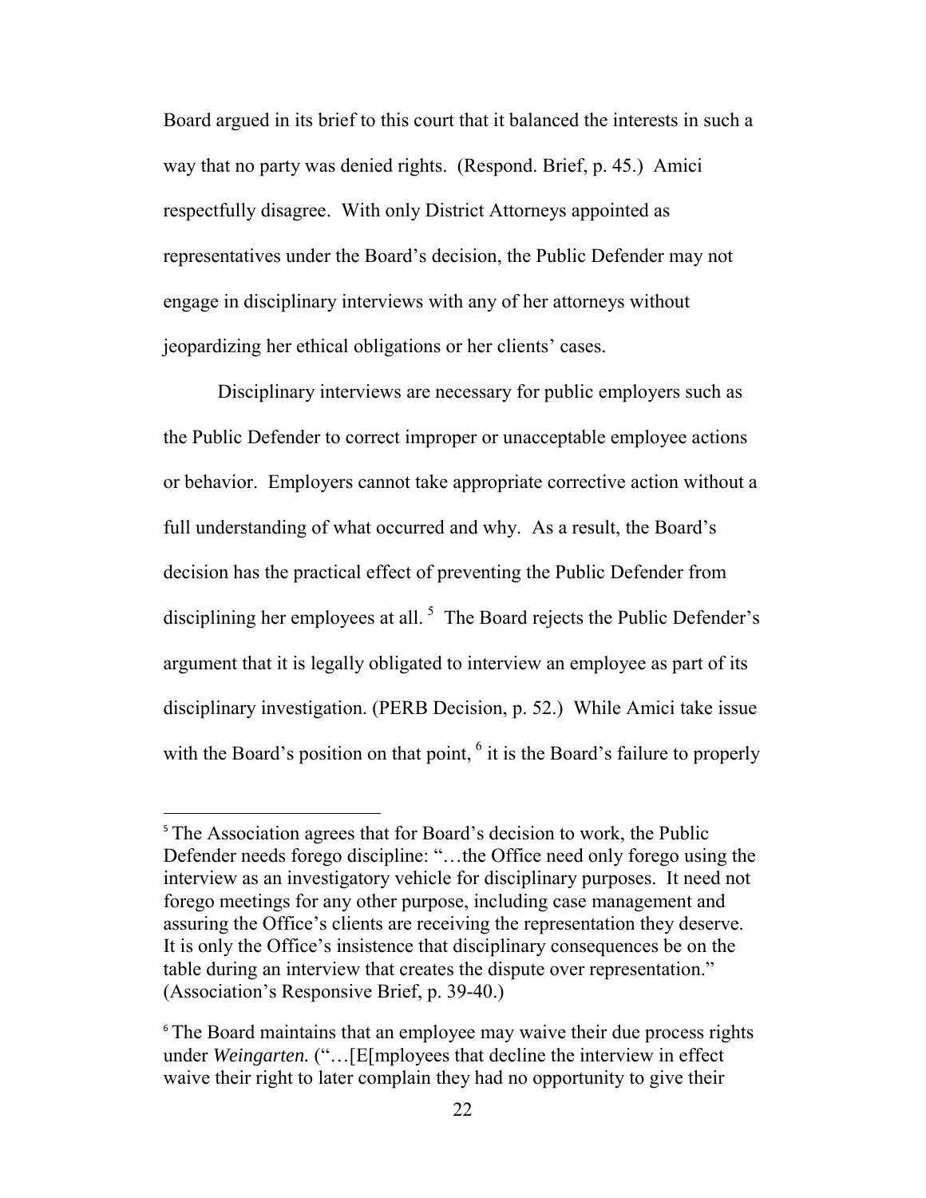Board argued in its brief to this court that it balanced the interests in such a way that no party was denied rights. (Respond. Brief, p. 45.) Amici respectfully disagree. With only District Attorneys appointed as representatives under the Board's decision, the Public Defender may not engage in disciplinary interviews with any of her attorneys without jeopardizing her ethical obligations or her clients' cases.

Disciplinary interviews are necessary for public employers such as the Public Defender to correct improper or unacceptable employee actions or behavior. Employers cannot take appropriate corrective action without a full understanding of what occurred and why. As a result, the Board's decision has the practical effect of preventing the Public Defender from disciplining her employees at all. [5] The Board rejects the Public Defender's argument that it is legally obligated to interview an employee as part of its disciplinary investigation. (PERB Decision, p. 52.) While Amici take issue with the Board's position on that point, [6] it is the Board's failure to properly

---

[5] The Association agrees that for Board's decision to work, the Public Defender needs forego discipline: "…the Office need only forego using the interview as an investigatory vehicle for disciplinary purposes. It need not forego meetings for any other purpose, including case management and assuring the Office's clients are receiving the representation they deserve. It is only the Office's insistence that disciplinary consequences be on the table during an interview that creates the dispute over representation." (Association's Responsive Brief, p. 39-40.)

[6] The Board maintains that an employee may waive their due process rights under *Weingarten.* ("…[E[mployees that decline the interview in effect waive their right to later complain they had no opportunity to give their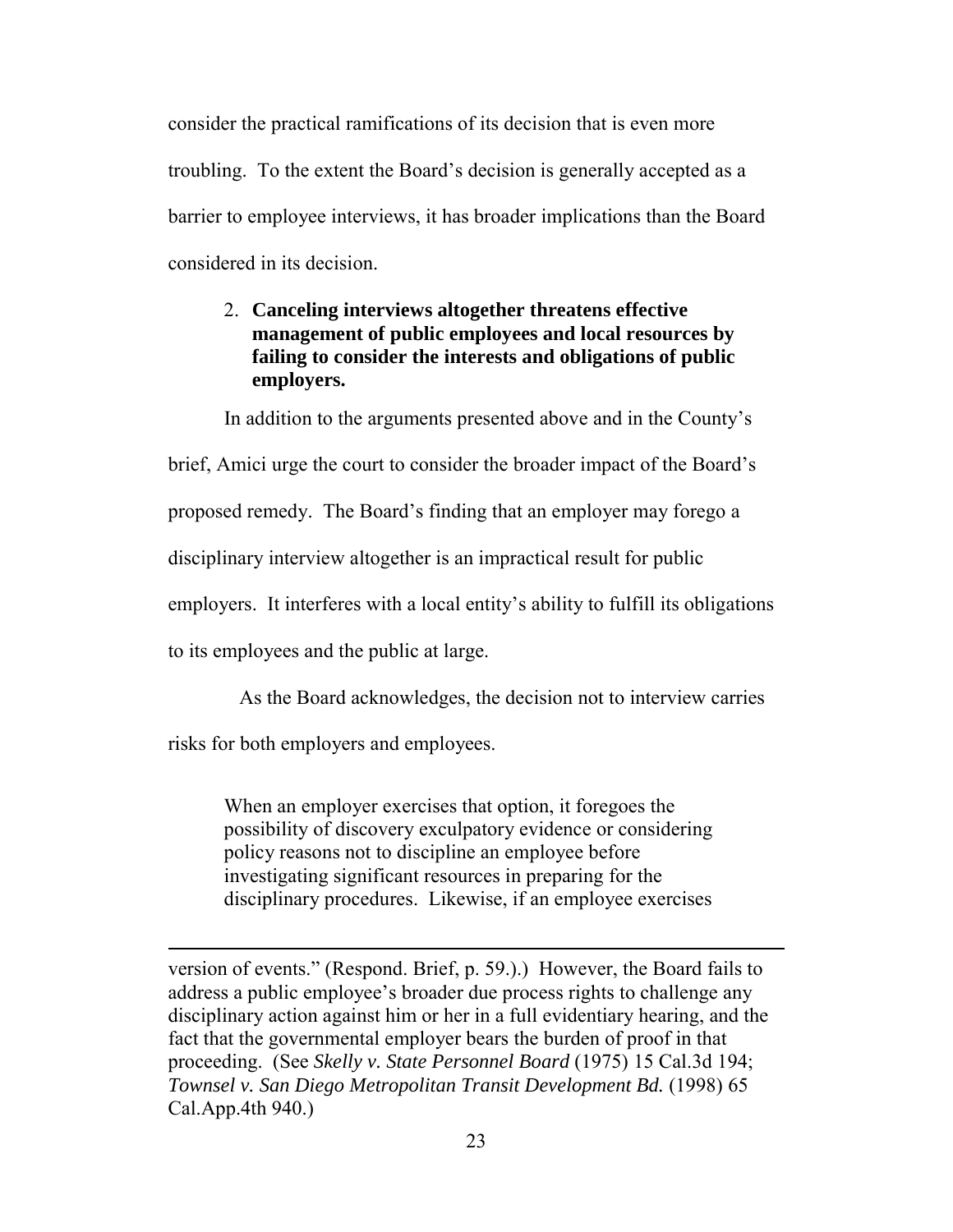consider the practical ramifications of its decision that is even more troubling. To the extent the Board's decision is generally accepted as a barrier to employee interviews, it has broader implications than the Board considered in its decision.

2. **Canceling interviews altogether threatens effective management of public employees and local resources by failing to consider the interests and obligations of public employers.**

In addition to the arguments presented above and in the County's brief, Amici urge the court to consider the broader impact of the Board's proposed remedy. The Board's finding that an employer may forego a disciplinary interview altogether is an impractical result for public employers. It interferes with a local entity's ability to fulfill its obligations to its employees and the public at large.

As the Board acknowledges, the decision not to interview carries risks for both employers and employees.

> When an employer exercises that option, it foregoes the possibility of discovery exculpatory evidence or considering policy reasons not to discipline an employee before investigating significant resources in preparing for the disciplinary procedures. Likewise, if an employee exercises

---

version of events." (Respond. Brief, p. 59.).) However, the Board fails to address a public employee's broader due process rights to challenge any disciplinary action against him or her in a full evidentiary hearing, and the fact that the governmental employer bears the burden of proof in that proceeding. (See *Skelly v. State Personnel Board* (1975) 15 Cal.3d 194; *Townsel v. San Diego Metropolitan Transit Development Bd.* (1998) 65 Cal.App.4th 940.)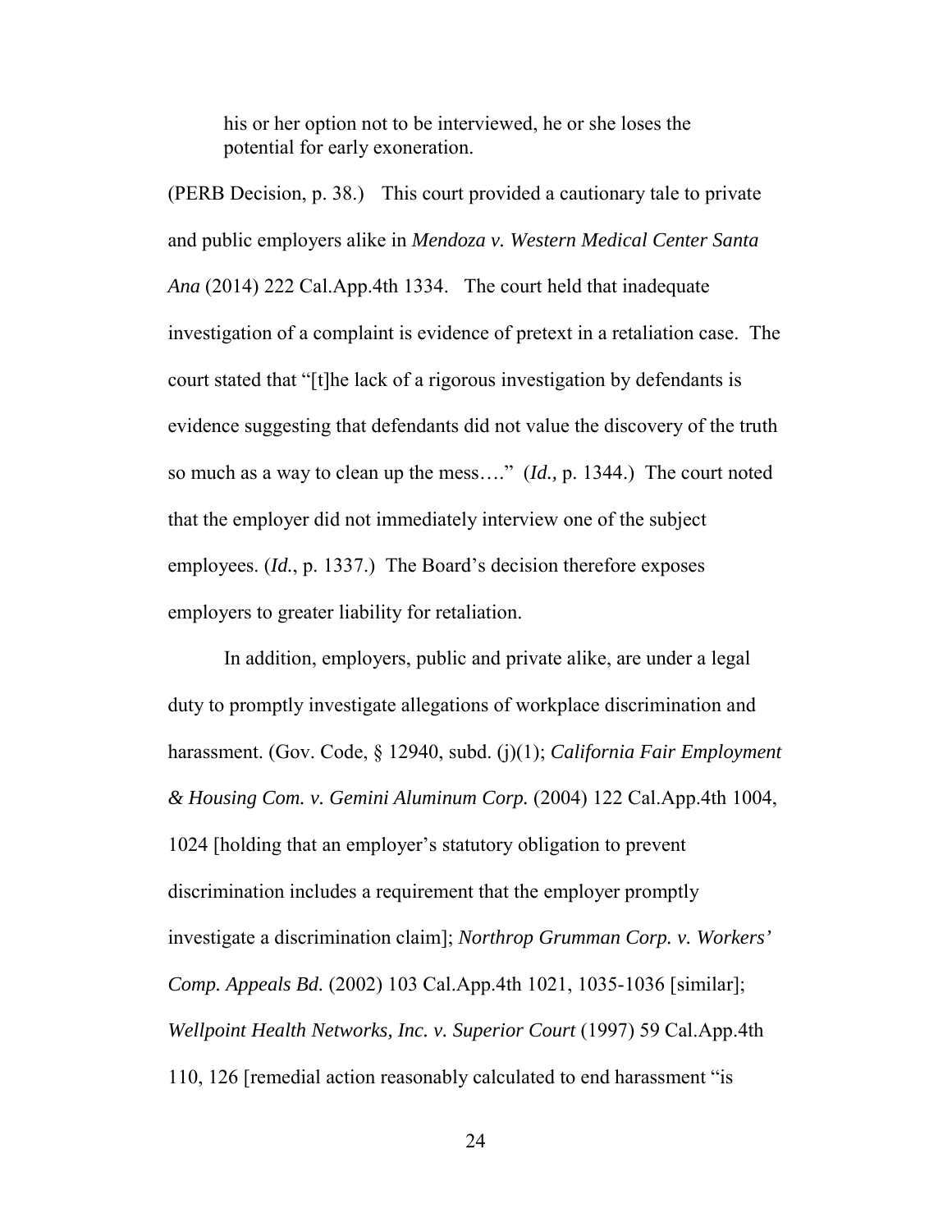> his or her option not to be interviewed, he or she loses the potential for early exoneration.

(PERB Decision, p. 38.) This court provided a cautionary tale to private and public employers alike in *Mendoza v. Western Medical Center Santa Ana* (2014) 222 Cal.App.4th 1334. The court held that inadequate investigation of a complaint is evidence of pretext in a retaliation case. The court stated that "[t]he lack of a rigorous investigation by defendants is evidence suggesting that defendants did not value the discovery of the truth so much as a way to clean up the mess…." (*Id.,* p. 1344.) The court noted that the employer did not immediately interview one of the subject employees. (*Id.*, p. 1337.) The Board's decision therefore exposes employers to greater liability for retaliation.

In addition, employers, public and private alike, are under a legal duty to promptly investigate allegations of workplace discrimination and harassment. (Gov. Code, § 12940, subd. (j)(1); *California Fair Employment & Housing Com. v. Gemini Aluminum Corp.* (2004) 122 Cal.App.4th 1004, 1024 [holding that an employer's statutory obligation to prevent discrimination includes a requirement that the employer promptly investigate a discrimination claim]; *Northrop Grumman Corp. v. Workers' Comp. Appeals Bd.* (2002) 103 Cal.App.4th 1021, 1035-1036 [similar]; *Wellpoint Health Networks, Inc. v. Superior Court* (1997) 59 Cal.App.4th 110, 126 [remedial action reasonably calculated to end harassment "is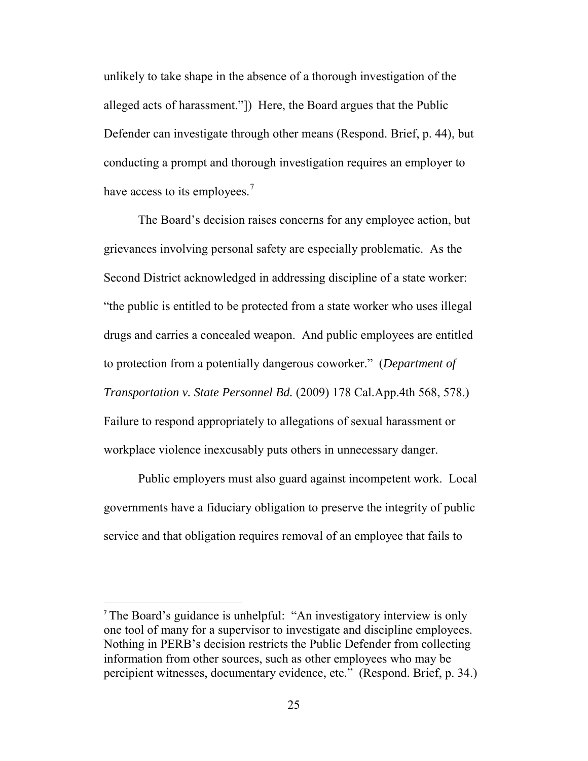unlikely to take shape in the absence of a thorough investigation of the alleged acts of harassment."]) Here, the Board argues that the Public Defender can investigate through other means (Respond. Brief, p. 44), but conducting a prompt and thorough investigation requires an employer to have access to its employees.[7]

The Board's decision raises concerns for any employee action, but grievances involving personal safety are especially problematic. As the Second District acknowledged in addressing discipline of a state worker: "the public is entitled to be protected from a state worker who uses illegal drugs and carries a concealed weapon. And public employees are entitled to protection from a potentially dangerous coworker." (*Department of Transportation v. State Personnel Bd.* (2009) 178 Cal.App.4th 568, 578.) Failure to respond appropriately to allegations of sexual harassment or workplace violence inexcusably puts others in unnecessary danger.

Public employers must also guard against incompetent work. Local governments have a fiduciary obligation to preserve the integrity of public service and that obligation requires removal of an employee that fails to

---

[7] The Board's guidance is unhelpful: "An investigatory interview is only one tool of many for a supervisor to investigate and discipline employees. Nothing in PERB's decision restricts the Public Defender from collecting information from other sources, such as other employees who may be percipient witnesses, documentary evidence, etc." (Respond. Brief, p. 34.)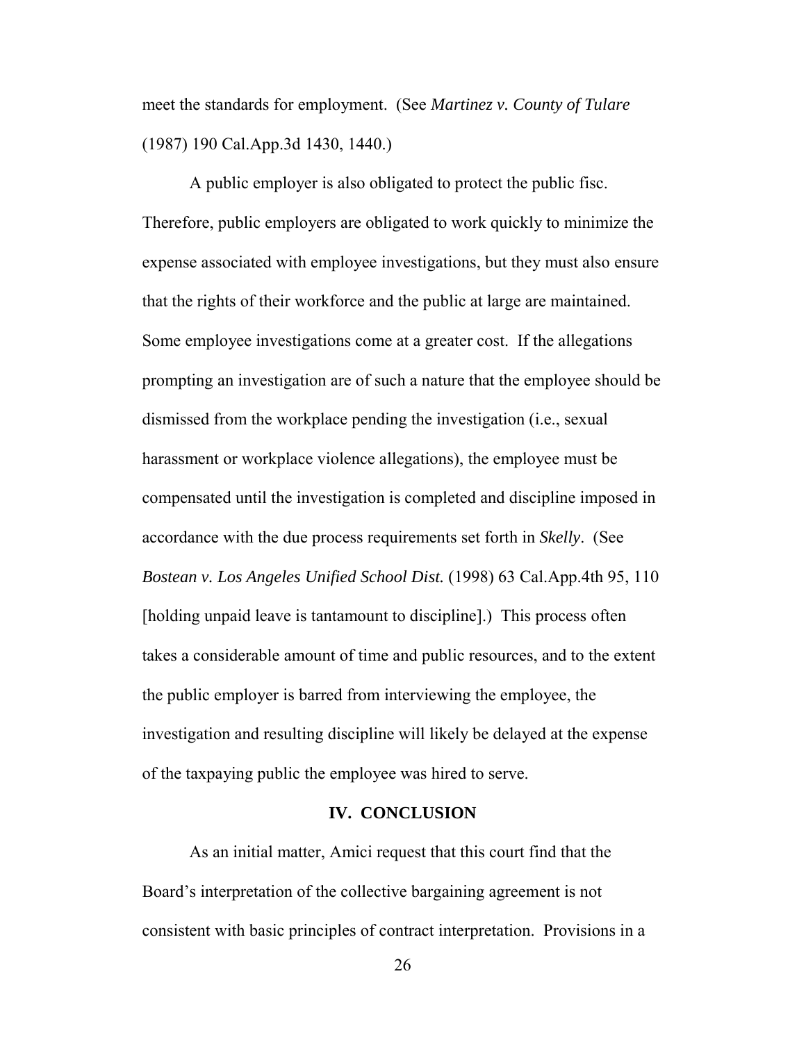meet the standards for employment. (See *Martinez v. County of Tulare* (1987) 190 Cal.App.3d 1430, 1440.)

A public employer is also obligated to protect the public fisc. Therefore, public employers are obligated to work quickly to minimize the expense associated with employee investigations, but they must also ensure that the rights of their workforce and the public at large are maintained. Some employee investigations come at a greater cost. If the allegations prompting an investigation are of such a nature that the employee should be dismissed from the workplace pending the investigation (i.e., sexual harassment or workplace violence allegations), the employee must be compensated until the investigation is completed and discipline imposed in accordance with the due process requirements set forth in *Skelly*. (See *Bostean v. Los Angeles Unified School Dist.* (1998) 63 Cal.App.4th 95, 110 [holding unpaid leave is tantamount to discipline].) This process often takes a considerable amount of time and public resources, and to the extent the public employer is barred from interviewing the employee, the investigation and resulting discipline will likely be delayed at the expense of the taxpaying public the employee was hired to serve.

## IV. CONCLUSION

As an initial matter, Amici request that this court find that the Board's interpretation of the collective bargaining agreement is not consistent with basic principles of contract interpretation. Provisions in a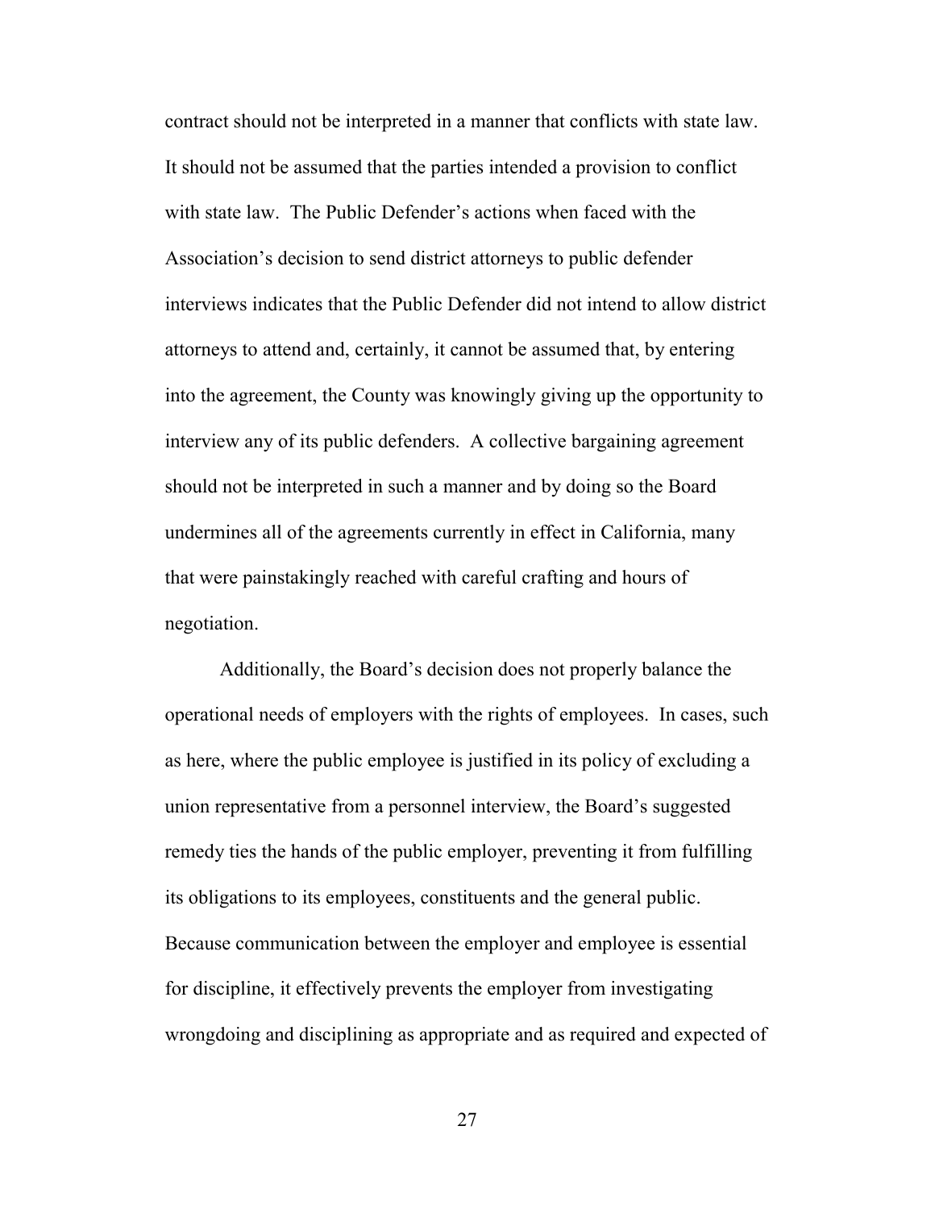contract should not be interpreted in a manner that conflicts with state law. It should not be assumed that the parties intended a provision to conflict with state law. The Public Defender's actions when faced with the Association's decision to send district attorneys to public defender interviews indicates that the Public Defender did not intend to allow district attorneys to attend and, certainly, it cannot be assumed that, by entering into the agreement, the County was knowingly giving up the opportunity to interview any of its public defenders. A collective bargaining agreement should not be interpreted in such a manner and by doing so the Board undermines all of the agreements currently in effect in California, many that were painstakingly reached with careful crafting and hours of negotiation.

Additionally, the Board's decision does not properly balance the operational needs of employers with the rights of employees. In cases, such as here, where the public employee is justified in its policy of excluding a union representative from a personnel interview, the Board's suggested remedy ties the hands of the public employer, preventing it from fulfilling its obligations to its employees, constituents and the general public. Because communication between the employer and employee is essential for discipline, it effectively prevents the employer from investigating wrongdoing and disciplining as appropriate and as required and expected of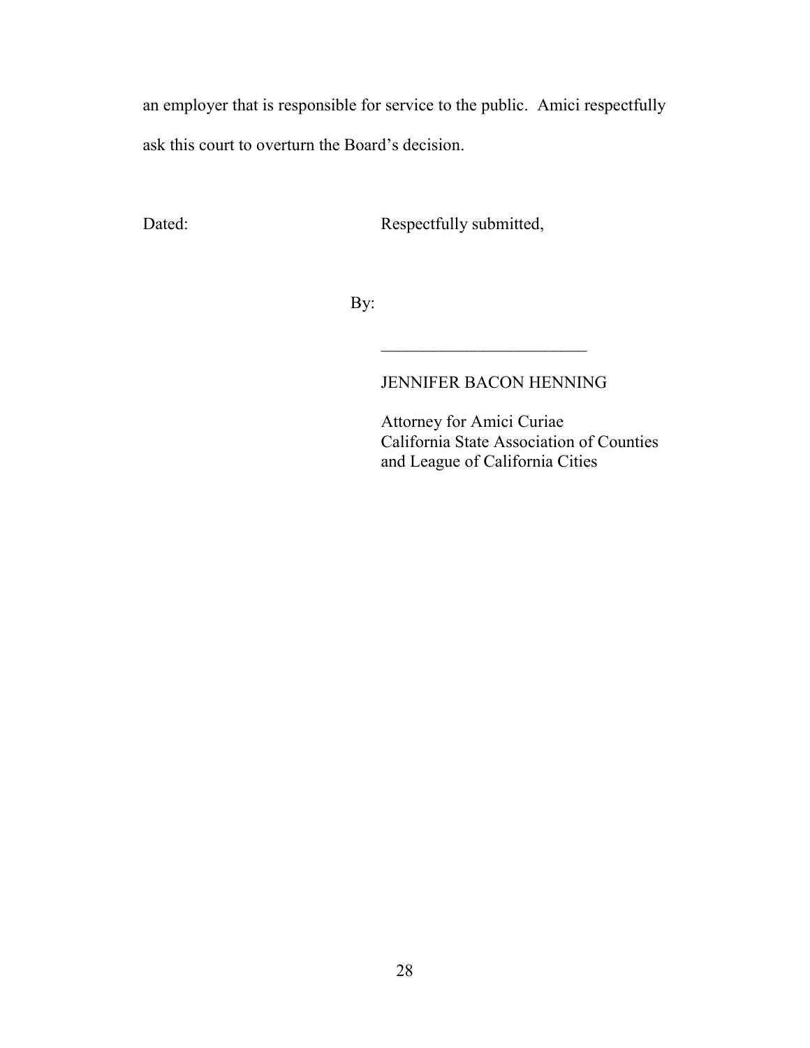an employer that is responsible for service to the public. Amici respectfully ask this court to overturn the Board's decision.

Dated: Respectfully submitted,

By:

_________________________

JENNIFER BACON HENNING

Attorney for Amici Curiae
California State Association of Counties
and League of California Cities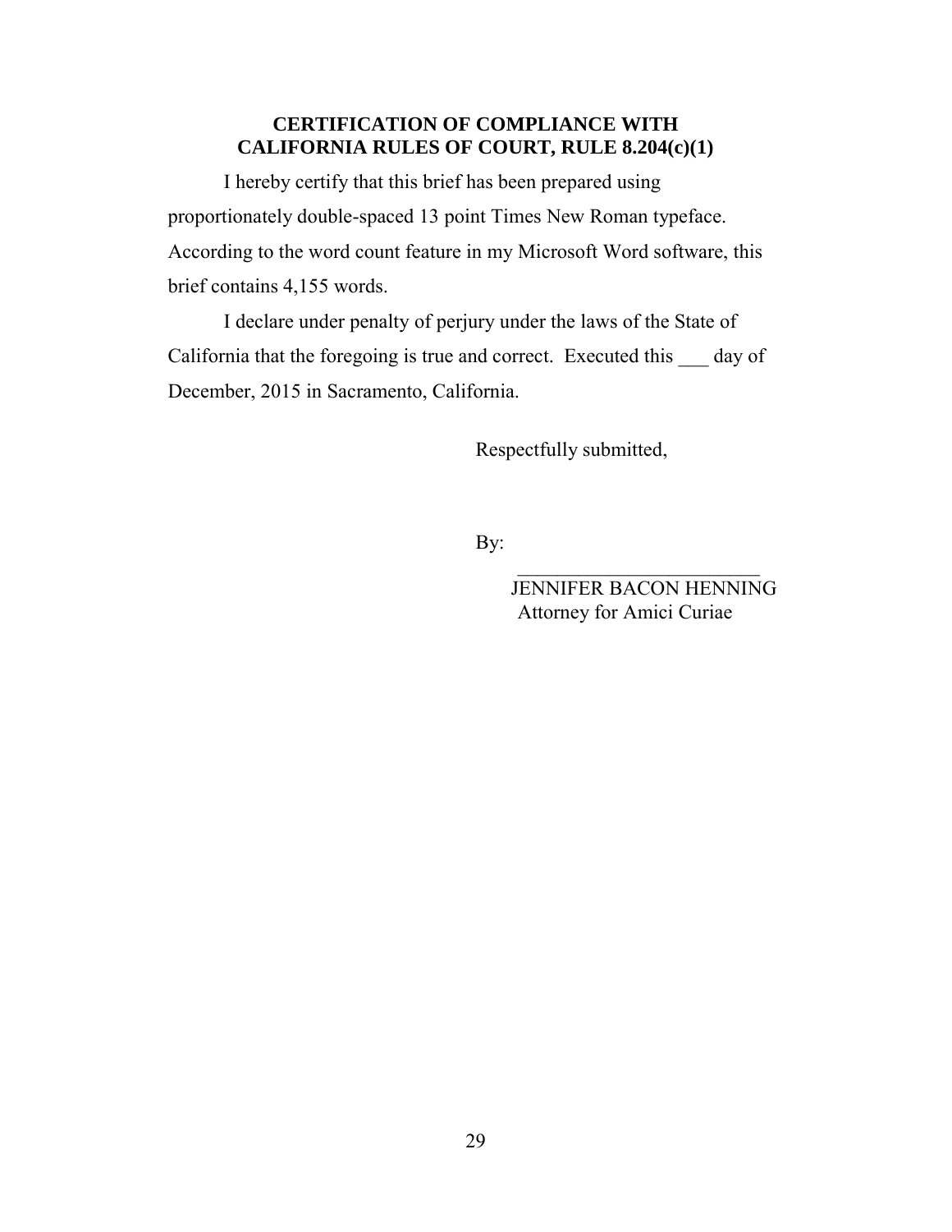## CERTIFICATION OF COMPLIANCE WITH CALIFORNIA RULES OF COURT, RULE 8.204(c)(1)

I hereby certify that this brief has been prepared using proportionately double-spaced 13 point Times New Roman typeface. According to the word count feature in my Microsoft Word software, this brief contains 4,155 words.

I declare under penalty of perjury under the laws of the State of California that the foregoing is true and correct. Executed this ___ day of December, 2015 in Sacramento, California.

Respectfully submitted,

By: ________________________

JENNIFER BACON HENNING
Attorney for Amici Curiae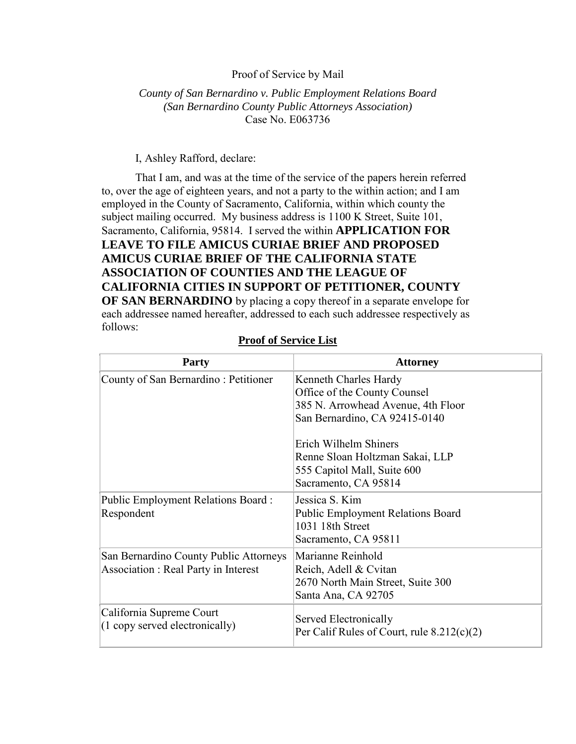Proof of Service by Mail

*County of San Bernardino v. Public Employment Relations Board*
*(San Bernardino County Public Attorneys Association)*
Case No. E063736

I, Ashley Rafford, declare:

That I am, and was at the time of the service of the papers herein referred to, over the age of eighteen years, and not a party to the within action; and I am employed in the County of Sacramento, California, within which county the subject mailing occurred. My business address is 1100 K Street, Suite 101, Sacramento, California, 95814. I served the within **APPLICATION FOR LEAVE TO FILE AMICUS CURIAE BRIEF AND PROPOSED AMICUS CURIAE BRIEF OF THE CALIFORNIA STATE ASSOCIATION OF COUNTIES AND THE LEAGUE OF CALIFORNIA CITIES IN SUPPORT OF PETITIONER, COUNTY OF SAN BERNARDINO** by placing a copy thereof in a separate envelope for each addressee named hereafter, addressed to each such addressee respectively as follows:

**Proof of Service List**

| Party | Attorney |
|---|---|
| County of San Bernardino : Petitioner | Kenneth Charles Hardy<br>Office of the County Counsel<br>385 N. Arrowhead Avenue, 4th Floor<br>San Bernardino, CA 92415-0140<br><br>Erich Wilhelm Shiners<br>Renne Sloan Holtzman Sakai, LLP<br>555 Capitol Mall, Suite 600<br>Sacramento, CA 95814 |
| Public Employment Relations Board : Respondent | Jessica S. Kim<br>Public Employment Relations Board<br>1031 18th Street<br>Sacramento, CA 95811 |
| San Bernardino County Public Attorneys Association : Real Party in Interest | Marianne Reinhold<br>Reich, Adell & Cvitan<br>2670 North Main Street, Suite 300<br>Santa Ana, CA 92705 |
| California Supreme Court<br>(1 copy served electronically) | Served Electronically<br>Per Calif Rules of Court, rule 8.212(c)(2) |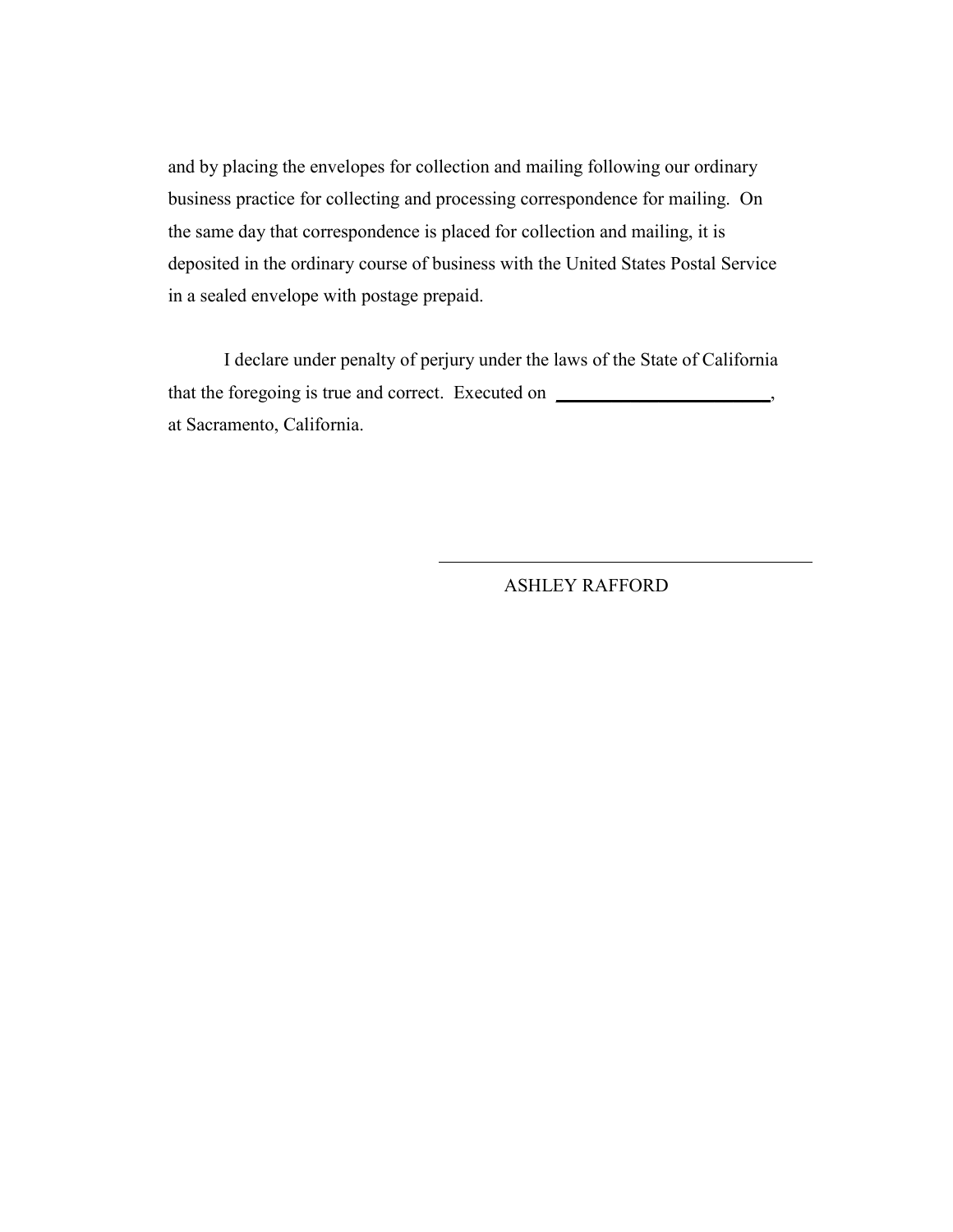and by placing the envelopes for collection and mailing following our ordinary business practice for collecting and processing correspondence for mailing. On the same day that correspondence is placed for collection and mailing, it is deposited in the ordinary course of business with the United States Postal Service in a sealed envelope with postage prepaid.

I declare under penalty of perjury under the laws of the State of California that the foregoing is true and correct. Executed on ________________________, at Sacramento, California.

______________________________

ASHLEY RAFFORD